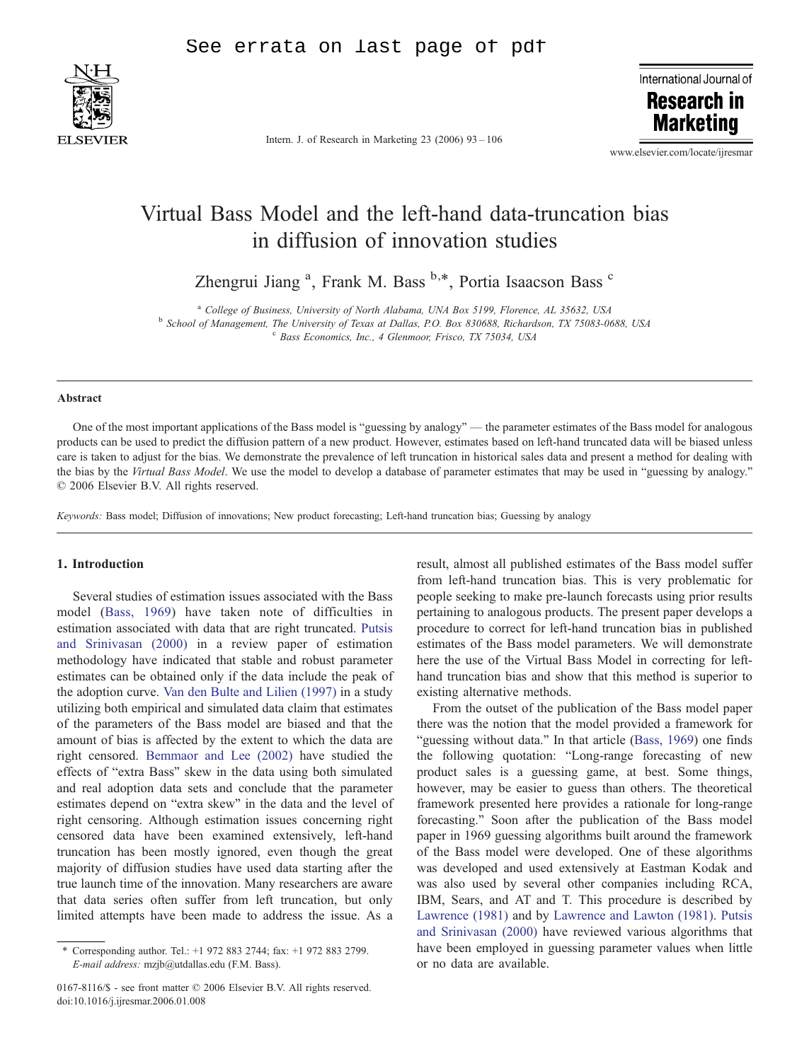See errata on last page of pdf

# Virtual Bass Model and the left-hand data-truncation bias in diffusion of innovation studies

Zhengrui Jiang [a], Frank M. Bass [b,*], Portia Isaacson Bass [c]

[a] College of Business, University of North Alabama, UNA Box 5199, Florence, AL 35632, USA
[b] School of Management, The University of Texas at Dallas, P.O. Box 830688, Richardson, TX 75083-0688, USA
[c] Bass Economics, Inc., 4 Glenmoor, Frisco, TX 75034, USA

## Abstract

One of the most important applications of the Bass model is "guessing by analogy" — the parameter estimates of the Bass model for analogous products can be used to predict the diffusion pattern of a new product. However, estimates based on left-hand truncated data will be biased unless care is taken to adjust for the bias. We demonstrate the prevalence of left truncation in historical sales data and present a method for dealing with the bias by the *Virtual Bass Model*. We use the model to develop a database of parameter estimates that may be used in "guessing by analogy."
© 2006 Elsevier B.V. All rights reserved.

*Keywords:* Bass model; Diffusion of innovations; New product forecasting; Left-hand truncation bias; Guessing by analogy

## 1. Introduction

Several studies of estimation issues associated with the Bass model (Bass, 1969) have taken note of difficulties in estimation associated with data that are right truncated. Putsis and Srinivasan (2000) in a review paper of estimation methodology have indicated that stable and robust parameter estimates can be obtained only if the data include the peak of the adoption curve. Van den Bulte and Lilien (1997) in a study utilizing both empirical and simulated data claim that estimates of the parameters of the Bass model are biased and that the amount of bias is affected by the extent to which the data are right censored. Bemmaor and Lee (2002) have studied the effects of "extra Bass" skew in the data using both simulated and real adoption data sets and conclude that the parameter estimates depend on "extra skew" in the data and the level of right censoring. Although estimation issues concerning right censored data have been examined extensively, left-hand truncation has been mostly ignored, even though the great majority of diffusion studies have used data starting after the true launch time of the innovation. Many researchers are aware that data series often suffer from left truncation, but only limited attempts have been made to address the issue. As a result, almost all published estimates of the Bass model suffer from left-hand truncation bias. This is very problematic for people seeking to make pre-launch forecasts using prior results pertaining to analogous products. The present paper develops a procedure to correct for left-hand truncation bias in published estimates of the Bass model parameters. We will demonstrate here the use of the Virtual Bass Model in correcting for left-hand truncation bias and show that this method is superior to existing alternative methods.

From the outset of the publication of the Bass model paper there was the notion that the model provided a framework for "guessing without data." In that article (Bass, 1969) one finds the following quotation: "Long-range forecasting of new product sales is a guessing game, at best. Some things, however, may be easier to guess than others. The theoretical framework presented here provides a rationale for long-range forecasting." Soon after the publication of the Bass model paper in 1969 guessing algorithms built around the framework of the Bass model were developed. One of these algorithms was developed and used extensively at Eastman Kodak and was also used by several other companies including RCA, IBM, Sears, and AT and T. This procedure is described by Lawrence (1981) and by Lawrence and Lawton (1981). Putsis and Srinivasan (2000) have reviewed various algorithms that have been employed in guessing parameter values when little or no data are available.

* Corresponding author. Tel.: +1 972 883 2744; fax: +1 972 883 2799.
*E-mail address:* mzjb@utdallas.edu (F.M. Bass).

0167-8116/$ - see front matter © 2006 Elsevier B.V. All rights reserved.
doi:10.1016/j.ijresmar.2006.01.008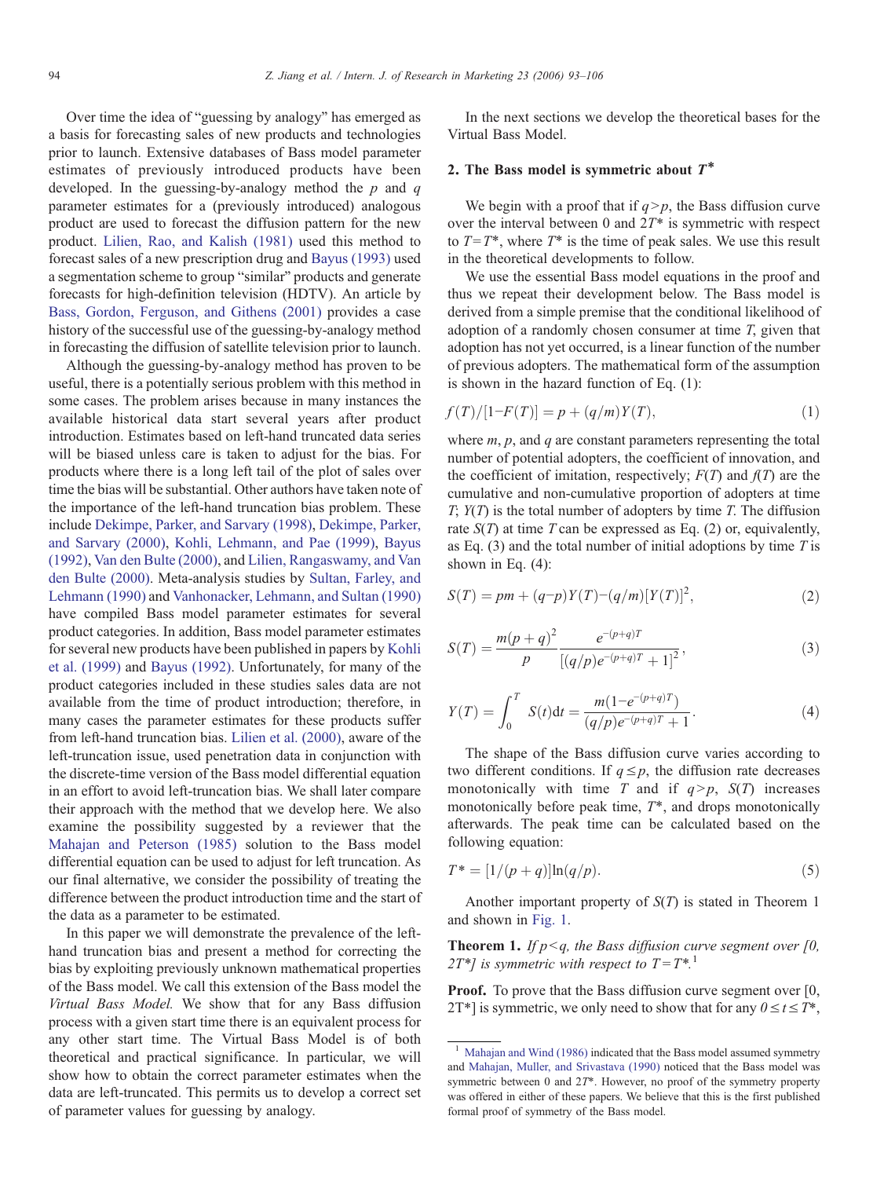Over time the idea of "guessing by analogy" has emerged as a basis for forecasting sales of new products and technologies prior to launch. Extensive databases of Bass model parameter estimates of previously introduced products have been developed. In the guessing-by-analogy method the $p$ and $q$ parameter estimates for a (previously introduced) analogous product are used to forecast the diffusion pattern for the new product. Lilien, Rao, and Kalish (1981) used this method to forecast sales of a new prescription drug and Bayus (1993) used a segmentation scheme to group "similar" products and generate forecasts for high-definition television (HDTV). An article by Bass, Gordon, Ferguson, and Githens (2001) provides a case history of the successful use of the guessing-by-analogy method in forecasting the diffusion of satellite television prior to launch.

Although the guessing-by-analogy method has proven to be useful, there is a potentially serious problem with this method in some cases. The problem arises because in many instances the available historical data start several years after product introduction. Estimates based on left-hand truncated data series will be biased unless care is taken to adjust for the bias. For products where there is a long left tail of the plot of sales over time the bias will be substantial. Other authors have taken note of the importance of the left-hand truncation bias problem. These include Dekimpe, Parker, and Sarvary (1998), Dekimpe, Parker, and Sarvary (2000), Kohli, Lehmann, and Pae (1999), Bayus (1992), Van den Bulte (2000), and Lilien, Rangaswamy, and Van den Bulte (2000). Meta-analysis studies by Sultan, Farley, and Lehmann (1990) and Vanhonacker, Lehmann, and Sultan (1990) have compiled Bass model parameter estimates for several product categories. In addition, Bass model parameter estimates for several new products have been published in papers by Kohli et al. (1999) and Bayus (1992). Unfortunately, for many of the product categories included in these studies sales data are not available from the time of product introduction; therefore, in many cases the parameter estimates for these products suffer from left-hand truncation bias. Lilien et al. (2000), aware of the left-truncation issue, used penetration data in conjunction with the discrete-time version of the Bass model differential equation in an effort to avoid left-truncation bias. We shall later compare their approach with the method that we develop here. We also examine the possibility suggested by a reviewer that the Mahajan and Peterson (1985) solution to the Bass model differential equation can be used to adjust for left truncation. As our final alternative, we consider the possibility of treating the difference between the product introduction time and the start of the data as a parameter to be estimated.

In this paper we will demonstrate the prevalence of the left-hand truncation bias and present a method for correcting the bias by exploiting previously unknown mathematical properties of the Bass model. We call this extension of the Bass model the *Virtual Bass Model*. We show that for any Bass diffusion process with a given start time there is an equivalent process for any other start time. The Virtual Bass Model is of both theoretical and practical significance. In particular, we will show how to obtain the correct parameter estimates when the data are left-truncated. This permits us to develop a correct set of parameter values for guessing by analogy.

In the next sections we develop the theoretical bases for the Virtual Bass Model.

## 2. The Bass model is symmetric about $T^*$

We begin with a proof that if $q>p$, the Bass diffusion curve over the interval between 0 and $2T^*$ is symmetric with respect to $T=T^*$, where $T^*$ is the time of peak sales. We use this result in the theoretical developments to follow.

We use the essential Bass model equations in the proof and thus we repeat their development below. The Bass model is derived from a simple premise that the conditional likelihood of adoption of a randomly chosen consumer at time $T$, given that adoption has not yet occurred, is a linear function of the number of previous adopters. The mathematical form of the assumption is shown in the hazard function of Eq. (1):

$$f(T)/[1-F(T)] = p + (q/m)Y(T), \tag{1}$$

where $m$, $p$, and $q$ are constant parameters representing the total number of potential adopters, the coefficient of innovation, and the coefficient of imitation, respectively; $F(T)$ and $f(T)$ are the cumulative and non-cumulative proportion of adopters at time $T$; $Y(T)$ is the total number of adopters by time $T$. The diffusion rate $S(T)$ at time $T$ can be expressed as Eq. (2) or, equivalently, as Eq. (3) and the total number of initial adoptions by time $T$ is shown in Eq. (4):

$$S(T) = pm + (q-p)Y(T) - (q/m)[Y(T)]^2, \tag{2}$$

$$S(T) = \frac{m(p+q)^2}{p}\frac{e^{-(p+q)T}}{[(q/p)e^{-(p+q)T}+1]^2}, \tag{3}$$

$$Y(T) = \int_0^T S(t)\mathrm{d}t = \frac{m(1-e^{-(p+q)T})}{(q/p)e^{-(p+q)T}+1}. \tag{4}$$

The shape of the Bass diffusion curve varies according to two different conditions. If $q \le p$, the diffusion rate decreases monotonically with time $T$ and if $q>p$, $S(T)$ increases monotonically before peak time, $T^*$, and drops monotonically afterwards. The peak time can be calculated based on the following equation:

$$T^* = [1/(p+q)]\ln(q/p). \tag{5}$$

Another important property of $S(T)$ is stated in Theorem 1 and shown in Fig. 1.

**Theorem 1.** *If $p<q$, the Bass diffusion curve segment over [0, $2T^*$] is symmetric with respect to $T=T^*$.*[1]

**Proof.** To prove that the Bass diffusion curve segment over [0, $2T^*$] is symmetric, we only need to show that for any $0 \le t \le T^*$,

[1] Mahajan and Wind (1986) indicated that the Bass model assumed symmetry and Mahajan, Muller, and Srivastava (1990) noticed that the Bass model was symmetric between 0 and $2T^*$. However, no proof of the symmetry property was offered in either of these papers. We believe that this is the first published formal proof of symmetry of the Bass model.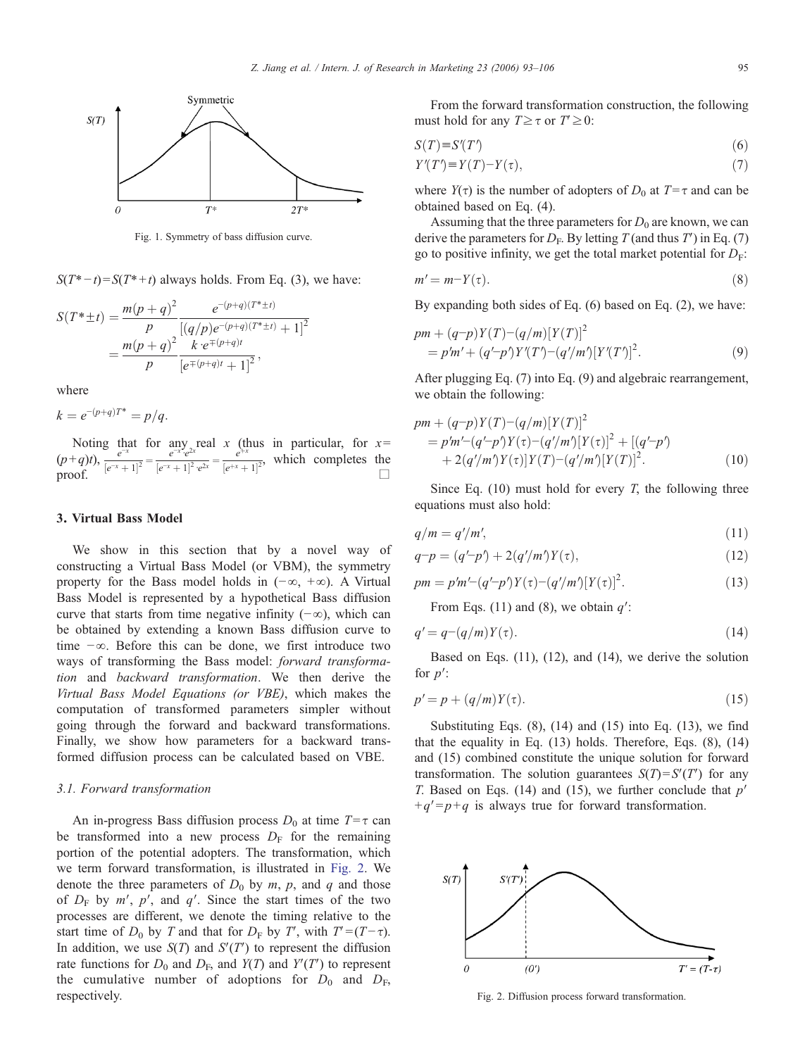Fig. 1. Symmetry of bass diffusion curve.

$S(T^*-t)=S(T^*+t)$ always holds. From Eq. (3), we have:

$$S(T^*\pm t)=\frac{m(p+q)^2}{p}\frac{e^{-(p+q)(T^*\pm t)}}{[(q/p)e^{-(p+q)(T^*\pm t)}+1]^2}=\frac{m(p+q)^2}{p}\frac{k\cdot e^{\mp(p+q)t}}{[e^{\mp(p+q)t}+1]^2},$$

where

$$k=e^{-(p+q)T^*}=p/q.$$

Noting that for any real $x$ (thus in particular, for $x=(p+q)t$), $\frac{e^{-x}}{[e^{-x}+1]^2}=\frac{e^{-x}e^{2x}}{[e^{-x}+1]^2\cdot e^{2x}}=\frac{e^{+x}}{[e^{+x}+1]^2}$, which completes the proof. □

## 3. Virtual Bass Model

We show in this section that by a novel way of constructing a Virtual Bass Model (or VBM), the symmetry property for the Bass model holds in $(-\infty, +\infty)$. A Virtual Bass Model is represented by a hypothetical Bass diffusion curve that starts from time negative infinity $(-\infty)$, which can be obtained by extending a known Bass diffusion curve to time $-\infty$. Before this can be done, we first introduce two ways of transforming the Bass model: *forward transformation* and *backward transformation*. We then derive the *Virtual Bass Model Equations (or VBE)*, which makes the computation of transformed parameters simpler without going through the forward and backward transformations. Finally, we show how parameters for a backward transformed diffusion process can be calculated based on VBE.

### 3.1. Forward transformation

An in-progress Bass diffusion process $D_0$ at time $T=\tau$ can be transformed into a new process $D_F$ for the remaining portion of the potential adopters. The transformation, which we term forward transformation, is illustrated in Fig. 2. We denote the three parameters of $D_0$ by $m$, $p$, and $q$ and those of $D_F$ by $m'$, $p'$, and $q'$. Since the start times of the two processes are different, we denote the timing relative to the start time of $D_0$ by $T$ and that for $D_F$ by $T'$, with $T'=(T-\tau)$. In addition, we use $S(T)$ and $S'(T')$ to represent the diffusion rate functions for $D_0$ and $D_F$, and $Y(T)$ and $Y'(T')$ to represent the cumulative number of adoptions for $D_0$ and $D_F$, respectively.

From the forward transformation construction, the following must hold for any $T\geq\tau$ or $T'\geq 0$:

$$S(T)\equiv S'(T') \tag{6}$$

$$Y'(T')\equiv Y(T)-Y(\tau), \tag{7}$$

where $Y(\tau)$ is the number of adopters of $D_0$ at $T=\tau$ and can be obtained based on Eq. (4).

Assuming that the three parameters for $D_0$ are known, we can derive the parameters for $D_F$. By letting $T$ (and thus $T'$) in Eq. (7) go to positive infinity, we get the total market potential for $D_F$:

$$m'=m-Y(\tau). \tag{8}$$

By expanding both sides of Eq. (6) based on Eq. (2), we have:

$$pm+(q-p)Y(T)-(q/m)[Y(T)]^2 = p'm'+(q'-p')Y'(T')-(q'/m')[Y'(T')]^2. \tag{9}$$

After plugging Eq. (7) into Eq. (9) and algebraic rearrangement, we obtain the following:

$$\begin{aligned}pm+(q-p)Y(T)-(q/m)[Y(T)]^2 &= p'm'-(q'-p')Y(\tau)-(q'/m')[Y(\tau)]^2+[(q'-p')\\&\quad+2(q'/m')Y(\tau)]Y(T)-(q'/m')[Y(T)]^2.\end{aligned} \tag{10}$$

Since Eq. (10) must hold for every $T$, the following three equations must also hold:

$$q/m=q'/m', \tag{11}$$

$$q-p=(q'-p')+2(q'/m')Y(\tau), \tag{12}$$

$$pm=p'm'-(q'-p')Y(\tau)-(q'/m')[Y(\tau)]^2. \tag{13}$$

From Eqs. (11) and (8), we obtain $q'$:

$$q'=q-(q/m)Y(\tau). \tag{14}$$

Based on Eqs. (11), (12), and (14), we derive the solution for $p'$:

$$p'=p+(q/m)Y(\tau). \tag{15}$$

Substituting Eqs. (8), (14) and (15) into Eq. (13), we find that the equality in Eq. (13) holds. Therefore, Eqs. (8), (14) and (15) combined constitute the unique solution for forward transformation. The solution guarantees $S(T)=S'(T')$ for any $T$. Based on Eqs. (14) and (15), we further conclude that $p'+q'=p+q$ is always true for forward transformation.

Fig. 2. Diffusion process forward transformation.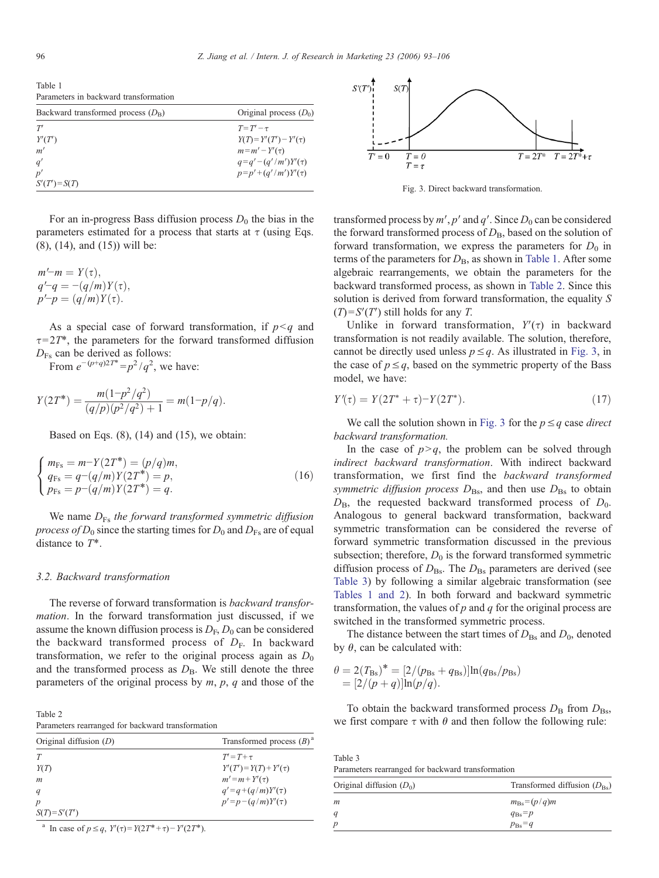Table 1
Parameters in backward transformation

| Backward transformed process ($D_B$) | Original process ($D_0$) |
|---|---|
| $T'$ | $T=T'-\tau$ |
| $Y'(T')$ | $Y(T)=Y'(T')-Y'(\tau)$ |
| $m'$ | $m=m'-Y'(\tau)$ |
| $q'$ | $q=q'-(q'/m')Y'(\tau)$ |
| $p'$ | $p=p'+(q'/m')Y'(\tau)$ |
| $S'(T')=S(T)$ | |

For an in-progress Bass diffusion process $D_0$ the bias in the parameters estimated for a process that starts at $\tau$ (using Eqs. (8), (14), and (15)) will be:

$$m'-m = Y(\tau),$$
$$q'-q = -(q/m)Y(\tau),$$
$$p'-p = (q/m)Y(\tau).$$

As a special case of forward transformation, if $p<q$ and $\tau=2T^*$, the parameters for the forward transformed diffusion $D_{Fs}$ can be derived as follows:

From $e^{-(p+q)2T^*}=p^2/q^2$, we have:

$$Y(2T^*) = \frac{m(1-p^2/q^2)}{(q/p)(p^2/q^2)+1} = m(1-p/q).$$

Based on Eqs. (8), (14) and (15), we obtain:

$$\begin{cases} m_{Fs} = m-Y(2T^*) = (p/q)m, \\ q_{Fs} = q-(q/m)Y(2T^*) = p, \\ p_{Fs} = p-(q/m)Y(2T^*) = q. \end{cases} \tag{16}$$

We name $D_{Fs}$ *the forward transformed symmetric diffusion process of* $D_0$ since the starting times for $D_0$ and $D_{Fs}$ are of equal distance to $T^*$.

### 3.2. Backward transformation

The reverse of forward transformation is *backward transformation*. In the forward transformation just discussed, if we assume the known diffusion process is $D_F$, $D_0$ can be considered the backward transformed process of $D_F$. In backward transformation, we refer to the original process again as $D_0$ and the transformed process as $D_B$. We still denote the three parameters of the original process by $m$, $p$, $q$ and those of the transformed process by $m'$, $p'$ and $q'$. Since $D_0$ can be considered the forward transformed process of $D_B$, based on the solution of forward transformation, we express the parameters for $D_0$ in terms of the parameters for $D_B$, as shown in Table 1. After some algebraic rearrangements, we obtain the parameters for the backward transformed process, as shown in Table 2. Since this solution is derived from forward transformation, the equality $S(T)=S'(T')$ still holds for any $T$.

Table 2
Parameters rearranged for backward transformation

| Original diffusion ($D$) | Transformed process ($B$)[a] |
|---|---|
| $T$ | $T'=T+\tau$ |
| $Y(T)$ | $Y'(T')=Y(T)+Y'(\tau)$ |
| $m$ | $m'=m+Y'(\tau)$ |
| $q$ | $q'=q+(q/m)Y'(\tau)$ |
| $p$ | $p'=p-(q/m)Y'(\tau)$ |
| $S(T)=S'(T')$ | |

[a] In case of $p\le q$, $Y'(\tau)=Y(2T^*+\tau)-Y'(2T^*)$.

Fig. 3. Direct backward transformation.

Unlike in forward transformation, $Y'(\tau)$ in backward transformation is not readily available. The solution, therefore, cannot be directly used unless $p\le q$. As illustrated in Fig. 3, in the case of $p\le q$, based on the symmetric property of the Bass model, we have:

$$Y'(\tau) = Y(2T^*+\tau)-Y(2T^*). \tag{17}$$

We call the solution shown in Fig. 3 for the $p\le q$ case *direct backward transformation.*

In the case of $p>q$, the problem can be solved through *indirect backward transformation*. With indirect backward transformation, we first find the *backward transformed symmetric diffusion process* $D_{Bs}$, and then use $D_{Bs}$ to obtain $D_B$, the requested backward transformed process of $D_0$. Analogous to general backward transformation, backward symmetric transformation can be considered the reverse of forward symmetric transformation discussed in the previous subsection; therefore, $D_0$ is the forward transformed symmetric diffusion process of $D_{Bs}$. The $D_{Bs}$ parameters are derived (see Table 3) by following a similar algebraic transformation (see Tables 1 and 2). In both forward and backward symmetric transformation, the values of $p$ and $q$ for the original process are switched in the transformed symmetric process.

The distance between the start times of $D_{Bs}$ and $D_0$, denoted by $\theta$, can be calculated with:

$$\theta = 2(T_{Bs})^* = [2/(p_{Bs}+q_{Bs})]\ln(q_{Bs}/p_{Bs})$$
$$= [2/(p+q)]\ln(p/q).$$

To obtain the backward transformed process $D_B$ from $D_{Bs}$, we first compare $\tau$ with $\theta$ and then follow the following rule:

Table 3
Parameters rearranged for backward transformation

| Original diffusion ($D_0$) | Transformed diffusion ($D_{Bs}$) |
|---|---|
| $m$ | $m_{Bs}=(p/q)m$ |
| $q$ | $q_{Bs}=p$ |
| $p$ | $p_{Bs}=q$ |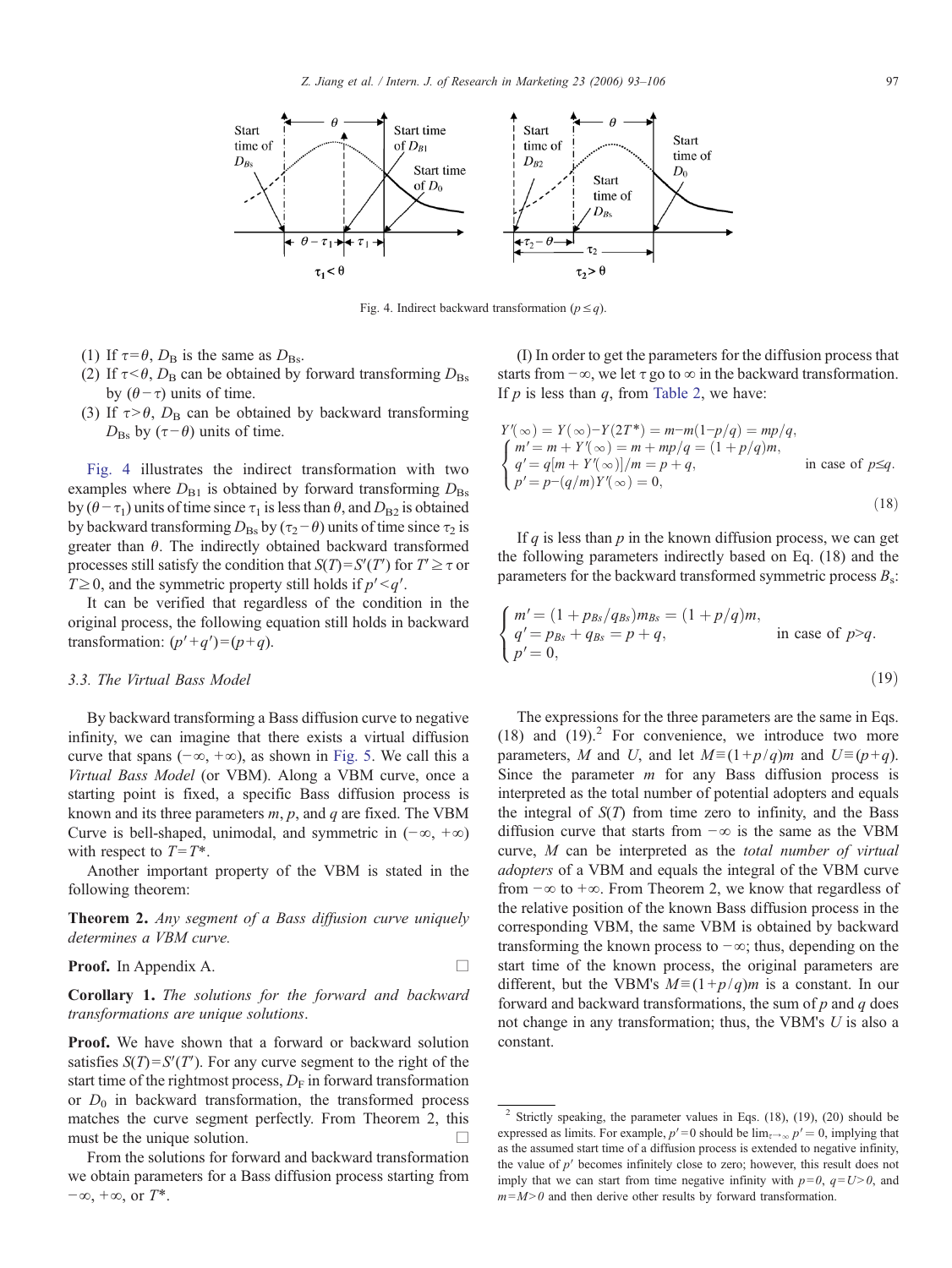Fig. 4. Indirect backward transformation ($p \leq q$).

(1) If $\tau = \theta$, $D_B$ is the same as $D_{Bs}$.
(2) If $\tau < \theta$, $D_B$ can be obtained by forward transforming $D_{Bs}$ by $(\theta - \tau)$ units of time.
(3) If $\tau > \theta$, $D_B$ can be obtained by backward transforming $D_{Bs}$ by $(\tau - \theta)$ units of time.

Fig. 4 illustrates the indirect transformation with two examples where $D_{B1}$ is obtained by forward transforming $D_{Bs}$ by $(\theta - \tau_1)$ units of time since $\tau_1$ is less than $\theta$, and $D_{B2}$ is obtained by backward transforming $D_{Bs}$ by $(\tau_2 - \theta)$ units of time since $\tau_2$ is greater than $\theta$. The indirectly obtained backward transformed processes still satisfy the condition that $S(T) = S'(T')$ for $T' \geq \tau$ or $T \geq 0$, and the symmetric property still holds if $p' < q'$.

It can be verified that regardless of the condition in the original process, the following equation still holds in backward transformation: $(p' + q') = (p + q)$.

### 3.3. The Virtual Bass Model

By backward transforming a Bass diffusion curve to negative infinity, we can imagine that there exists a virtual diffusion curve that spans $(-\infty, +\infty)$, as shown in Fig. 5. We call this a *Virtual Bass Model* (or VBM). Along a VBM curve, once a starting point is fixed, a specific Bass diffusion process is known and its three parameters $m$, $p$, and $q$ are fixed. The VBM Curve is bell-shaped, unimodal, and symmetric in $(-\infty, +\infty)$ with respect to $T = T^*$.

Another important property of the VBM is stated in the following theorem:

**Theorem 2.** *Any segment of a Bass diffusion curve uniquely determines a VBM curve.*

**Proof.** In Appendix A. □

**Corollary 1.** *The solutions for the forward and backward transformations are unique solutions.*

**Proof.** We have shown that a forward or backward solution satisfies $S(T) = S'(T')$. For any curve segment to the right of the start time of the rightmost process, $D_F$ in forward transformation or $D_0$ in backward transformation, the transformed process matches the curve segment perfectly. From Theorem 2, this must be the unique solution. □

From the solutions for forward and backward transformation we obtain parameters for a Bass diffusion process starting from $-\infty$, $+\infty$, or $T^*$.

(I) In order to get the parameters for the diffusion process that starts from $-\infty$, we let $\tau$ go to $\infty$ in the backward transformation. If $p$ is less than $q$, from Table 2, we have:

$$
\begin{aligned}
&Y'(\infty) = Y(\infty) - Y(2T^*) = m - m(1 - p/q) = mp/q,\\
&\begin{cases}
m' = m + Y'(\infty) = m + mp/q = (1 + p/q)m,\\
q' = q[m + Y'(\infty)]/m = p + q,\\
p' = p - (q/m)Y'(\infty) = 0,
\end{cases}
\qquad \text{in case of } p \leq q.
\end{aligned}
\tag{18}
$$

If $q$ is less than $p$ in the known diffusion process, we can get the following parameters indirectly based on Eq. (18) and the parameters for the backward transformed symmetric process $B_s$:

$$
\begin{cases}
m' = (1 + p_{Bs}/q_{Bs})m_{Bs} = (1 + p/q)m,\\
q' = p_{Bs} + q_{Bs} = p + q,\\
p' = 0,
\end{cases}
\qquad \text{in case of } p > q.
\tag{19}
$$

The expressions for the three parameters are the same in Eqs. (18) and (19).[2] For convenience, we introduce two more parameters, $M$ and $U$, and let $M \equiv (1 + p/q)m$ and $U \equiv (p + q)$. Since the parameter $m$ for any Bass diffusion process is interpreted as the total number of potential adopters and equals the integral of $S(T)$ from time zero to infinity, and the Bass diffusion curve that starts from $-\infty$ is the same as the VBM curve, $M$ can be interpreted as the *total number of virtual adopters* of a VBM and equals the integral of the VBM curve from $-\infty$ to $+\infty$. From Theorem 2, we know that regardless of the relative position of the known Bass diffusion process in the corresponding VBM, the same VBM is obtained by backward transforming the known process to $-\infty$; thus, depending on the start time of the known process, the original parameters are different, but the VBM's $M \equiv (1 + p/q)m$ is a constant. In our forward and backward transformations, the sum of $p$ and $q$ does not change in any transformation; thus, the VBM's $U$ is also a constant.

[2] Strictly speaking, the parameter values in Eqs. (18), (19), (20) should be expressed as limits. For example, $p' = 0$ should be $\lim_{\tau \to \infty} p' = 0$, implying that as the assumed start time of a diffusion process is extended to negative infinity, the value of $p'$ becomes infinitely close to zero; however, this result does not imply that we can start from time negative infinity with $p = 0$, $q = U > 0$, and $m = M > 0$ and then derive other results by forward transformation.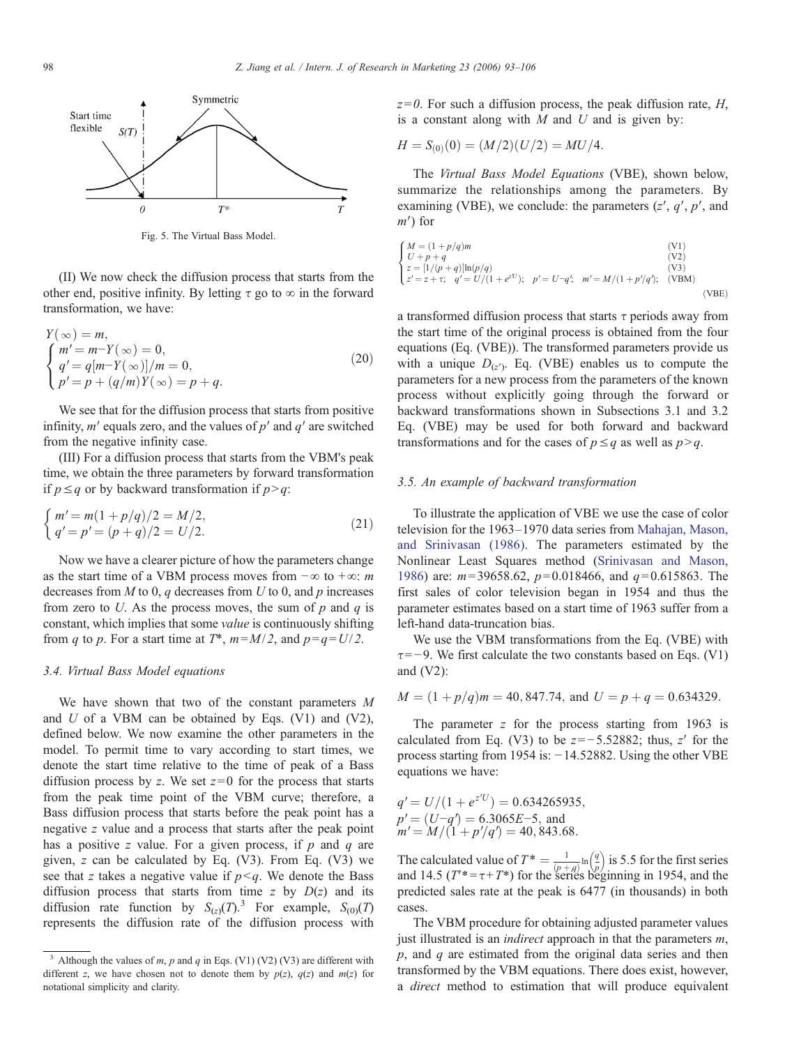Fig. 5. The Virtual Bass Model.

(II) We now check the diffusion process that starts from the other end, positive infinity. By letting $\tau$ go to $\infty$ in the forward transformation, we have:

$$Y(\infty) = m,$$

$$\begin{cases} m' = m - Y(\infty) = 0, \\ q' = q[m - Y(\infty)]/m = 0, \\ p' = p + (q/m)Y(\infty) = p + q. \end{cases} \tag{20}$$

We see that for the diffusion process that starts from positive infinity, $m'$ equals zero, and the values of $p'$ and $q'$ are switched from the negative infinity case.

(III) For a diffusion process that starts from the VBM's peak time, we obtain the three parameters by forward transformation if $p \le q$ or by backward transformation if $p > q$:

$$\begin{cases} m' = m(1 + p/q)/2 = M/2, \\ q' = p' = (p + q)/2 = U/2. \end{cases} \tag{21}$$

Now we have a clearer picture of how the parameters change as the start time of a VBM process moves from $-\infty$ to $+\infty$: $m$ decreases from $M$ to 0, $q$ decreases from $U$ to 0, and $p$ increases from zero to $U$. As the process moves, the sum of $p$ and $q$ is constant, which implies that some *value* is continuously shifting from $q$ to $p$. For a start time at $T^*$, $m = M/2$, and $p = q = U/2$.

### 3.4. Virtual Bass Model equations

We have shown that two of the constant parameters $M$ and $U$ of a VBM can be obtained by Eqs. (V1) and (V2), defined below. We now examine the other parameters in the model. To permit time to vary according to start times, we denote the start time relative to the time of peak of a Bass diffusion process by $z$. We set $z = 0$ for the process that starts from the peak time point of the VBM curve; therefore, a Bass diffusion process that starts before the peak point has a negative $z$ value and a process that starts after the peak point has a positive $z$ value. For a given process, if $p$ and $q$ are given, $z$ can be calculated by Eq. (V3). From Eq. (V3) we see that $z$ takes a negative value if $p < q$. We denote the Bass diffusion process that starts from time $z$ by $D(z)$ and its diffusion rate function by $S_{(z)}(T)$.[3] For example, $S_{(0)}(T)$ represents the diffusion rate of the diffusion process with $z = 0$. For such a diffusion process, the peak diffusion rate, $H$, is a constant along with $M$ and $U$ and is given by:

$$H = S_{(0)}(0) = (M/2)(U/2) = MU/4.$$

The *Virtual Bass Model Equations* (VBE), shown below, summarize the relationships among the parameters. By examining (VBE), we conclude: the parameters ($z'$, $q'$, $p'$, and $m'$) for

$$\begin{cases} M = (1 + p/q)m & \text{(V1)} \\ U + p + q & \text{(V2)} \\ z = [1/(p+q)]\ln(p/q) & \text{(V3)} \\ z' = z + \tau; \quad q' = U/(1 + e^{z'U}); \quad p' = U - q'; \quad m' = M/(1 + p'/q'); & \text{(VBM)} \end{cases} \tag{VBE}$$

a transformed diffusion process that starts $\tau$ periods away from the start time of the original process is obtained from the four equations (Eq. (VBE)). The transformed parameters provide us with a unique $D_{(z')}$. Eq. (VBE) enables us to compute the parameters for a new process from the parameters of the known process without explicitly going through the forward or backward transformations shown in Subsections 3.1 and 3.2 Eq. (VBE) may be used for both forward and backward transformations and for the cases of $p \le q$ as well as $p > q$.

### 3.5. An example of backward transformation

To illustrate the application of VBE we use the case of color television for the 1963–1970 data series from Mahajan, Mason, and Srinivasan (1986). The parameters estimated by the Nonlinear Least Squares method (Srinivasan and Mason, 1986) are: $m = 39658.62$, $p = 0.018466$, and $q = 0.615863$. The first sales of color television began in 1954 and thus the parameter estimates based on a start time of 1963 suffer from a left-hand data-truncation bias.

We use the VBM transformations from the Eq. (VBE) with $\tau = -9$. We first calculate the two constants based on Eqs. (V1) and (V2):

$$M = (1 + p/q)m = 40,847.74, \text{ and } U = p + q = 0.634329.$$

The parameter $z$ for the process starting from 1963 is calculated from Eq. (V3) to be $z = -5.52882$; thus, $z'$ for the process starting from 1954 is: $-14.52882$. Using the other VBE equations we have:

$$q' = U/(1 + e^{z'U}) = 0.634265935,$$
$$p' = (U - q') = 6.3065E{-}5, \text{ and}$$
$$m' = M/(1 + p'/q') = 40,843.68.$$

The calculated value of $T^* = \frac{1}{(p+q)}\ln\left(\frac{q}{p}\right)$ is 5.5 for the first series and 14.5 ($T'^* = \tau + T^*$) for the series beginning in 1954, and the predicted sales rate at the peak is 6477 (in thousands) in both cases.

The VBM procedure for obtaining adjusted parameter values just illustrated is an *indirect* approach in that the parameters $m$, $p$, and $q$ are estimated from the original data series and then transformed by the VBM equations. There does exist, however, a *direct* method to estimation that will produce equivalent

[3] Although the values of $m$, $p$ and $q$ in Eqs. (V1) (V2) (V3) are different with different $z$, we have chosen not to denote them by $p(z)$, $q(z)$ and $m(z)$ for notational simplicity and clarity.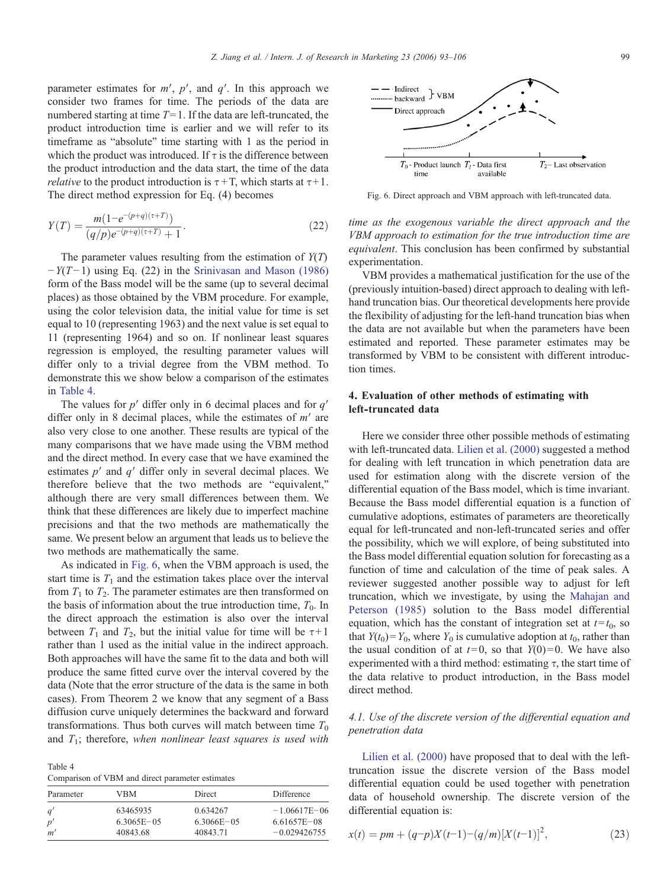parameter estimates for $m'$, $p'$, and $q'$. In this approach we consider two frames for time. The periods of the data are numbered starting at time $T=1$. If the data are left-truncated, the product introduction time is earlier and we will refer to its timeframe as "absolute" time starting with 1 as the period in which the product was introduced. If $\tau$ is the difference between the product introduction and the data start, the time of the data *relative* to the product introduction is $\tau+T$, which starts at $\tau+1$. The direct method expression for Eq. (4) becomes

$$Y(T)=\frac{m\left(1-e^{-(p+q)(\tau+T)}\right)}{(q/p)e^{-(p+q)(\tau+T)}+1}. \tag{22}$$

The parameter values resulting from the estimation of $Y(T)-Y(T-1)$ using Eq. (22) in the Srinivasan and Mason (1986) form of the Bass model will be the same (up to several decimal places) as those obtained by the VBM procedure. For example, using the color television data, the initial value for time is set equal to 10 (representing 1963) and the next value is set equal to 11 (representing 1964) and so on. If nonlinear least squares regression is employed, the resulting parameter values will differ only to a trivial degree from the VBM method. To demonstrate this we show below a comparison of the estimates in Table 4.

The values for $p'$ differ only in 6 decimal places and for $q'$ differ only in 8 decimal places, while the estimates of $m'$ are also very close to one another. These results are typical of the many comparisons that we have made using the VBM method and the direct method. In every case that we have examined the estimates $p'$ and $q'$ differ only in several decimal places. We therefore believe that the two methods are "equivalent," although there are very small differences between them. We think that these differences are likely due to imperfect machine precisions and that the two methods are mathematically the same. We present below an argument that leads us to believe the two methods are mathematically the same.

As indicated in Fig. 6, when the VBM approach is used, the start time is $T_1$ and the estimation takes place over the interval from $T_1$ to $T_2$. The parameter estimates are then transformed on the basis of information about the true introduction time, $T_0$. In the direct approach the estimation is also over the interval between $T_1$ and $T_2$, but the initial value for time will be $\tau+1$ rather than 1 used as the initial value in the indirect approach. Both approaches will have the same fit to the data and both will produce the same fitted curve over the interval covered by the data (Note that the error structure of the data is the same in both cases). From Theorem 2 we know that any segment of a Bass diffusion curve uniquely determines the backward and forward transformations. Thus both curves will match between time $T_0$ and $T_1$; therefore, *when nonlinear least squares is used with time as the exogenous variable the direct approach and the VBM approach to estimation for the true introduction time are equivalent*. This conclusion has been confirmed by substantial experimentation.

Table 4
Comparison of VBM and direct parameter estimates

| Parameter | VBM | Direct | Difference |
|---|---|---|---|
| $q'$ | 63465935 | 0.634267 | −1.06617E−06 |
| $p'$ | 6.3065E−05 | 6.3066E−05 | 6.61657E−08 |
| $m'$ | 40843.68 | 40843.71 | −0.029426755 |

Fig. 6. Direct approach and VBM approach with left-truncated data.

VBM provides a mathematical justification for the use of the (previously intuition-based) direct approach to dealing with left-hand truncation bias. Our theoretical developments here provide the flexibility of adjusting for the left-hand truncation bias when the data are not available but when the parameters have been estimated and reported. These parameter estimates may be transformed by VBM to be consistent with different introduction times.

## 4. Evaluation of other methods of estimating with left-truncated data

Here we consider three other possible methods of estimating with left-truncated data. Lilien et al. (2000) suggested a method for dealing with left truncation in which penetration data are used for estimation along with the discrete version of the differential equation of the Bass model, which is time invariant. Because the Bass model differential equation is a function of cumulative adoptions, estimates of parameters are theoretically equal for left-truncated and non-left-truncated series and offer the possibility, which we will explore, of being substituted into the Bass model differential equation solution for forecasting as a function of time and calculation of the time of peak sales. A reviewer suggested another possible way to adjust for left truncation, which we investigate, by using the Mahajan and Peterson (1985) solution to the Bass model differential equation, which has the constant of integration set at $t=t_0$, so that $Y(t_0)=Y_0$, where $Y_0$ is cumulative adoption at $t_0$, rather than the usual condition of at $t=0$, so that $Y(0)=0$. We have also experimented with a third method: estimating $\tau$, the start time of the data relative to product introduction, in the Bass model direct method.

### 4.1. Use of the discrete version of the differential equation and penetration data

Lilien et al. (2000) have proposed that to deal with the left-truncation issue the discrete version of the Bass model differential equation could be used together with penetration data of household ownership. The discrete version of the differential equation is:

$$x(t)=pm+(q-p)X(t-1)-(q/m)[X(t-1)]^2, \tag{23}$$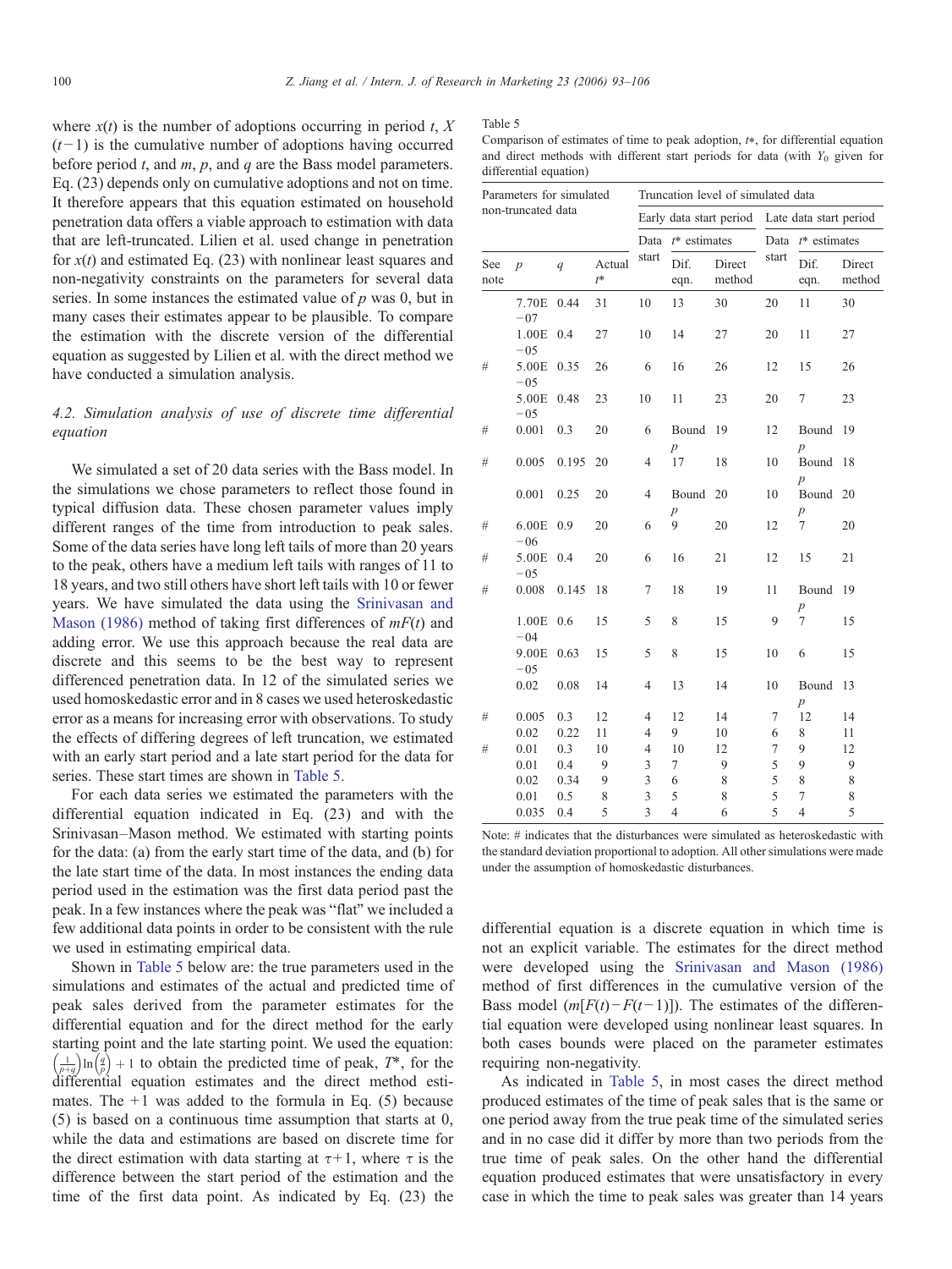where $x(t)$ is the number of adoptions occurring in period $t$, $X(t-1)$ is the cumulative number of adoptions having occurred before period $t$, and $m$, $p$, and $q$ are the Bass model parameters. Eq. (23) depends only on cumulative adoptions and not on time. It therefore appears that this equation estimated on household penetration data offers a viable approach to estimation with data that are left-truncated. Lilien et al. used change in penetration for $x(t)$ and estimated Eq. (23) with nonlinear least squares and non-negativity constraints on the parameters for several data series. In some instances the estimated value of $p$ was 0, but in many cases their estimates appear to be plausible. To compare the estimation with the discrete version of the differential equation as suggested by Lilien et al. with the direct method we have conducted a simulation analysis.

### 4.2. Simulation analysis of use of discrete time differential equation

We simulated a set of 20 data series with the Bass model. In the simulations we chose parameters to reflect those found in typical diffusion data. These chosen parameter values imply different ranges of the time from introduction to peak sales. Some of the data series have long left tails of more than 20 years to the peak, others have a medium left tails with ranges of 11 to 18 years, and two still others have short left tails with 10 or fewer years. We have simulated the data using the Srinivasan and Mason (1986) method of taking first differences of $mF(t)$ and adding error. We use this approach because the real data are discrete and this seems to be the best way to represent differenced penetration data. In 12 of the simulated series we used homoskedastic error and in 8 cases we used heteroskedastic error as a means for increasing error with observations. To study the effects of differing degrees of left truncation, we estimated with an early start period and a late start period for the data for series. These start times are shown in Table 5.

For each data series we estimated the parameters with the differential equation indicated in Eq. (23) and with the Srinivasan–Mason method. We estimated with starting points for the data: (a) from the early start time of the data, and (b) for the late start time of the data. In most instances the ending data period used in the estimation was the first data period past the peak. In a few instances where the peak was "flat" we included a few additional data points in order to be consistent with the rule we used in estimating empirical data.

Shown in Table 5 below are: the true parameters used in the simulations and estimates of the actual and predicted time of peak sales derived from the parameter estimates for the differential equation and for the direct method for the early starting point and the late starting point. We used the equation: $\left(\frac{1}{p+q}\right)\ln\left(\frac{q}{p}\right)+1$ to obtain the predicted time of peak, $T^*$, for the differential equation estimates and the direct method estimates. The +1 was added to the formula in Eq. (5) because (5) is based on a continuous time assumption that starts at 0, while the data and estimations are based on discrete time for the direct estimation with data starting at $\tau+1$, where $\tau$ is the difference between the start period of the estimation and the time of the first data point. As indicated by Eq. (23) the differential equation is a discrete equation in which time is not an explicit variable. The estimates for the direct method were developed using the Srinivasan and Mason (1986) method of first differences in the cumulative version of the Bass model ($m[F(t)-F(t-1)]$). The estimates of the differential equation were developed using nonlinear least squares. In both cases bounds were placed on the parameter estimates requiring non-negativity.

Table 5

Comparison of estimates of time to peak adoption, $t^*$, for differential equation and direct methods with different start periods for data (with $Y_0$ given for differential equation)

| Parameters for simulated non-truncated data | | | | Truncation level of simulated data | | | | | |
|---|---|---|---|---|---|---|---|---|---|
| | | | | Early data start period | | | Late data start period | | |
| See note | $p$ | $q$ | Actual $t^*$ | Data start | $t^*$ estimates: Dif. eqn. | $t^*$ estimates: Direct method | Data start | $t^*$ estimates: Dif. eqn. | $t^*$ estimates: Direct method |
| | 7.70E−07 | 0.44 | 31 | 10 | 13 | 30 | 20 | 11 | 30 |
| | 1.00E−05 | 0.4 | 27 | 10 | 14 | 27 | 20 | 11 | 27 |
| # | 5.00E−05 | 0.35 | 26 | 6 | 16 | 26 | 12 | 15 | 26 |
| | 5.00E−05 | 0.48 | 23 | 10 | 11 | 23 | 20 | 7 | 23 |
| # | 0.001 | 0.3 | 20 | 6 | Bound $p$ | 19 | 12 | Bound $p$ | 19 |
| # | 0.005 | 0.195 | 20 | 4 | 17 | 18 | 10 | Bound $p$ | 18 |
| | 0.001 | 0.25 | 20 | 4 | Bound $p$ | 20 | 10 | Bound $p$ | 20 |
| # | 6.00E−06 | 0.9 | 20 | 6 | 9 | 20 | 12 | 7 | 20 |
| # | 5.00E−05 | 0.4 | 20 | 6 | 16 | 21 | 12 | 15 | 21 |
| # | 0.008 | 0.145 | 18 | 7 | 18 | 19 | 11 | Bound $p$ | 19 |
| | 1.00E−04 | 0.6 | 15 | 5 | 8 | 15 | 9 | 7 | 15 |
| | 9.00E−05 | 0.63 | 15 | 5 | 8 | 15 | 10 | 6 | 15 |
| | 0.02 | 0.08 | 14 | 4 | 13 | 14 | 10 | Bound $p$ | 13 |
| # | 0.005 | 0.3 | 12 | 4 | 12 | 14 | 7 | 12 | 14 |
| | 0.02 | 0.22 | 11 | 4 | 9 | 10 | 6 | 8 | 11 |
| # | 0.01 | 0.3 | 10 | 4 | 10 | 12 | 7 | 9 | 12 |
| | 0.01 | 0.4 | 9 | 3 | 7 | 9 | 5 | 9 | 9 |
| | 0.02 | 0.34 | 9 | 3 | 6 | 8 | 5 | 8 | 8 |
| | 0.01 | 0.5 | 8 | 3 | 5 | 8 | 5 | 7 | 8 |
| | 0.035 | 0.4 | 5 | 3 | 4 | 6 | 5 | 4 | 5 |

Note: # indicates that the disturbances were simulated as heteroskedastic with the standard deviation proportional to adoption. All other simulations were made under the assumption of homoskedastic disturbances.

As indicated in Table 5, in most cases the direct method produced estimates of the time of peak sales that is the same or one period away from the true peak time of the simulated series and in no case did it differ by more than two periods from the true time of peak sales. On the other hand the differential equation produced estimates that were unsatisfactory in every case in which the time to peak sales was greater than 14 years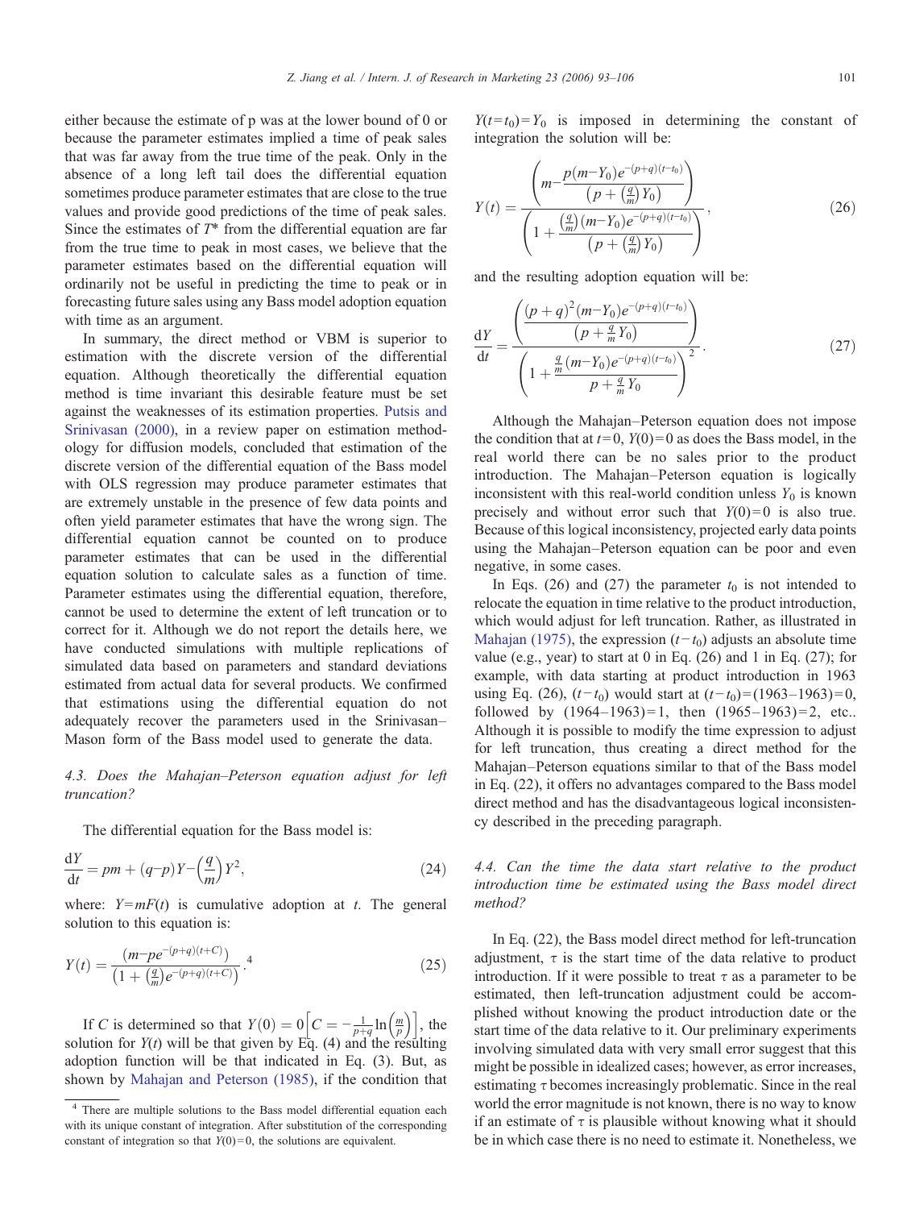either because the estimate of p was at the lower bound of 0 or because the parameter estimates implied a time of peak sales that was far away from the true time of the peak. Only in the absence of a long left tail does the differential equation sometimes produce parameter estimates that are close to the true values and provide good predictions of the time of peak sales. Since the estimates of $T^*$ from the differential equation are far from the true time to peak in most cases, we believe that the parameter estimates based on the differential equation will ordinarily not be useful in predicting the time to peak or in forecasting future sales using any Bass model adoption equation with time as an argument.

In summary, the direct method or VBM is superior to estimation with the discrete version of the differential equation. Although theoretically the differential equation method is time invariant this desirable feature must be set against the weaknesses of its estimation properties. Putsis and Srinivasan (2000), in a review paper on estimation methodology for diffusion models, concluded that estimation of the discrete version of the differential equation of the Bass model with OLS regression may produce parameter estimates that are extremely unstable in the presence of few data points and often yield parameter estimates that have the wrong sign. The differential equation cannot be counted on to produce parameter estimates that can be used in the differential equation solution to calculate sales as a function of time. Parameter estimates using the differential equation, therefore, cannot be used to determine the extent of left truncation or to correct for it. Although we do not report the details here, we have conducted simulations with multiple replications of simulated data based on parameters and standard deviations estimated from actual data for several products. We confirmed that estimations using the differential equation do not adequately recover the parameters used in the Srinivasan–Mason form of the Bass model used to generate the data.

### 4.3. Does the Mahajan–Peterson equation adjust for left truncation?

The differential equation for the Bass model is:

$$\frac{\mathrm{d}Y}{\mathrm{d}t} = pm + (q-p)Y - \left(\frac{q}{m}\right)Y^2, \tag{24}$$

where: $Y = mF(t)$ is cumulative adoption at $t$. The general solution to this equation is:

$$Y(t) = \frac{\left(m - pe^{-(p+q)(t+C)}\right)}{\left(1 + \left(\frac{q}{m}\right)e^{-(p+q)(t+C)}\right)}.^{4} \tag{25}$$

If $C$ is determined so that $Y(0) = 0\left[C = -\frac{1}{p+q}\ln\left(\frac{m}{p}\right)\right]$, the solution for $Y(t)$ will be that given by Eq. (4) and the resulting adoption function will be that indicated in Eq. (3). But, as shown by Mahajan and Peterson (1985), if the condition that $Y(t=t_0) = Y_0$ is imposed in determining the constant of integration the solution will be:

$$Y(t) = \frac{\left(m - \dfrac{p(m-Y_0)e^{-(p+q)(t-t_0)}}{\left(p + \left(\frac{q}{m}\right)Y_0\right)}\right)}{\left(1 + \dfrac{\left(\frac{q}{m}\right)(m-Y_0)e^{-(p+q)(t-t_0)}}{\left(p + \left(\frac{q}{m}\right)Y_0\right)}\right)}, \tag{26}$$

and the resulting adoption equation will be:

$$\frac{\mathrm{d}Y}{\mathrm{d}t} = \frac{\left(\dfrac{(p+q)^2(m-Y_0)e^{-(p+q)(t-t_0)}}{\left(p + \frac{q}{m}Y_0\right)}\right)}{\left(1 + \dfrac{\frac{q}{m}(m-Y_0)e^{-(p+q)(t-t_0)}}{p + \frac{q}{m}Y_0}\right)^2}. \tag{27}$$

Although the Mahajan–Peterson equation does not impose the condition that at $t=0$, $Y(0)=0$ as does the Bass model, in the real world there can be no sales prior to the product introduction. The Mahajan–Peterson equation is logically inconsistent with this real-world condition unless $Y_0$ is known precisely and without error such that $Y(0)=0$ is also true. Because of this logical inconsistency, projected early data points using the Mahajan–Peterson equation can be poor and even negative, in some cases.

In Eqs. (26) and (27) the parameter $t_0$ is not intended to relocate the equation in time relative to the product introduction, which would adjust for left truncation. Rather, as illustrated in Mahajan (1975), the expression $(t-t_0)$ adjusts an absolute time value (e.g., year) to start at 0 in Eq. (26) and 1 in Eq. (27); for example, with data starting at product introduction in 1963 using Eq. (26), $(t-t_0)$ would start at $(t-t_0)=(1963–1963)=0$, followed by $(1964–1963)=1$, then $(1965–1963)=2$, etc.. Although it is possible to modify the time expression to adjust for left truncation, thus creating a direct method for the Mahajan–Peterson equations similar to that of the Bass model in Eq. (22), it offers no advantages compared to the Bass model direct method and has the disadvantageous logical inconsistency described in the preceding paragraph.

### 4.4. Can the time the data start relative to the product introduction time be estimated using the Bass model direct method?

In Eq. (22), the Bass model direct method for left-truncation adjustment, $\tau$ is the start time of the data relative to product introduction. If it were possible to treat $\tau$ as a parameter to be estimated, then left-truncation adjustment could be accomplished without knowing the product introduction date or the start time of the data relative to it. Our preliminary experiments involving simulated data with very small error suggest that this might be possible in idealized cases; however, as error increases, estimating $\tau$ becomes increasingly problematic. Since in the real world the error magnitude is not known, there is no way to know if an estimate of $\tau$ is plausible without knowing what it should be in which case there is no need to estimate it. Nonetheless, we

[4] There are multiple solutions to the Bass model differential equation each with its unique constant of integration. After substitution of the corresponding constant of integration so that $Y(0)=0$, the solutions are equivalent.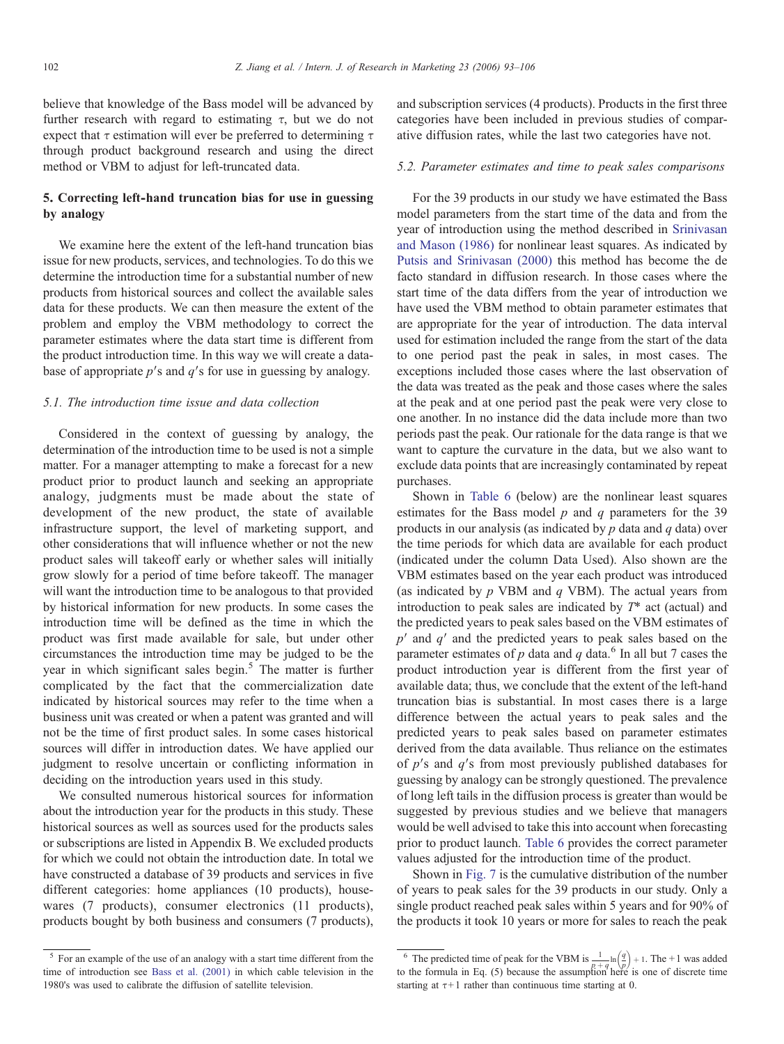believe that knowledge of the Bass model will be advanced by further research with regard to estimating $\tau$, but we do not expect that $\tau$ estimation will ever be preferred to determining $\tau$ through product background research and using the direct method or VBM to adjust for left-truncated data.

## 5. Correcting left-hand truncation bias for use in guessing by analogy

We examine here the extent of the left-hand truncation bias issue for new products, services, and technologies. To do this we determine the introduction time for a substantial number of new products from historical sources and collect the available sales data for these products. We can then measure the extent of the problem and employ the VBM methodology to correct the parameter estimates where the data start time is different from the product introduction time. In this way we will create a database of appropriate $p'$s and $q'$s for use in guessing by analogy.

### 5.1. The introduction time issue and data collection

Considered in the context of guessing by analogy, the determination of the introduction time to be used is not a simple matter. For a manager attempting to make a forecast for a new product prior to product launch and seeking an appropriate analogy, judgments must be made about the state of development of the new product, the state of available infrastructure support, the level of marketing support, and other considerations that will influence whether or not the new product sales will takeoff early or whether sales will initially grow slowly for a period of time before takeoff. The manager will want the introduction time to be analogous to that provided by historical information for new products. In some cases the introduction time will be defined as the time in which the product was first made available for sale, but under other circumstances the introduction time may be judged to be the year in which significant sales begin.[5] The matter is further complicated by the fact that the commercialization date indicated by historical sources may refer to the time when a business unit was created or when a patent was granted and will not be the time of first product sales. In some cases historical sources will differ in introduction dates. We have applied our judgment to resolve uncertain or conflicting information in deciding on the introduction years used in this study.

We consulted numerous historical sources for information about the introduction year for the products in this study. These historical sources as well as sources used for the products sales or subscriptions are listed in Appendix B. We excluded products for which we could not obtain the introduction date. In total we have constructed a database of 39 products and services in five different categories: home appliances (10 products), housewares (7 products), consumer electronics (11 products), products bought by both business and consumers (7 products), and subscription services (4 products). Products in the first three categories have been included in previous studies of comparative diffusion rates, while the last two categories have not.

### 5.2. Parameter estimates and time to peak sales comparisons

For the 39 products in our study we have estimated the Bass model parameters from the start time of the data and from the year of introduction using the method described in Srinivasan and Mason (1986) for nonlinear least squares. As indicated by Putsis and Srinivasan (2000) this method has become the de facto standard in diffusion research. In those cases where the start time of the data differs from the year of introduction we have used the VBM method to obtain parameter estimates that are appropriate for the year of introduction. The data interval used for estimation included the range from the start of the data to one period past the peak in sales, in most cases. The exceptions included those cases where the last observation of the data was treated as the peak and those cases where the sales at the peak and at one period past the peak were very close to one another. In no instance did the data include more than two periods past the peak. Our rationale for the data range is that we want to capture the curvature in the data, but we also want to exclude data points that are increasingly contaminated by repeat purchases.

Shown in Table 6 (below) are the nonlinear least squares estimates for the Bass model $p$ and $q$ parameters for the 39 products in our analysis (as indicated by $p$ data and $q$ data) over the time periods for which data are available for each product (indicated under the column Data Used). Also shown are the VBM estimates based on the year each product was introduced (as indicated by $p$ VBM and $q$ VBM). The actual years from introduction to peak sales are indicated by $T^*$ act (actual) and the predicted years to peak sales based on the VBM estimates of $p'$ and $q'$ and the predicted years to peak sales based on the parameter estimates of $p$ data and $q$ data.[6] In all but 7 cases the product introduction year is different from the first year of available data; thus, we conclude that the extent of the left-hand truncation bias is substantial. In most cases there is a large difference between the actual years to peak sales and the predicted years to peak sales based on parameter estimates derived from the data available. Thus reliance on the estimates of $p'$s and $q'$s from most previously published databases for guessing by analogy can be strongly questioned. The prevalence of long left tails in the diffusion process is greater than would be suggested by previous studies and we believe that managers would be well advised to take this into account when forecasting prior to product launch. Table 6 provides the correct parameter values adjusted for the introduction time of the product.

Shown in Fig. 7 is the cumulative distribution of the number of years to peak sales for the 39 products in our study. Only a single product reached peak sales within 5 years and for 90% of the products it took 10 years or more for sales to reach the peak

[5] For an example of the use of an analogy with a start time different from the time of introduction see Bass et al. (2001) in which cable television in the 1980's was used to calibrate the diffusion of satellite television.

[6] The predicted time of peak for the VBM is $\frac{1}{p+q}\ln\left(\frac{q}{p}\right)+1$. The +1 was added to the formula in Eq. (5) because the assumption here is one of discrete time starting at $\tau+1$ rather than continuous time starting at 0.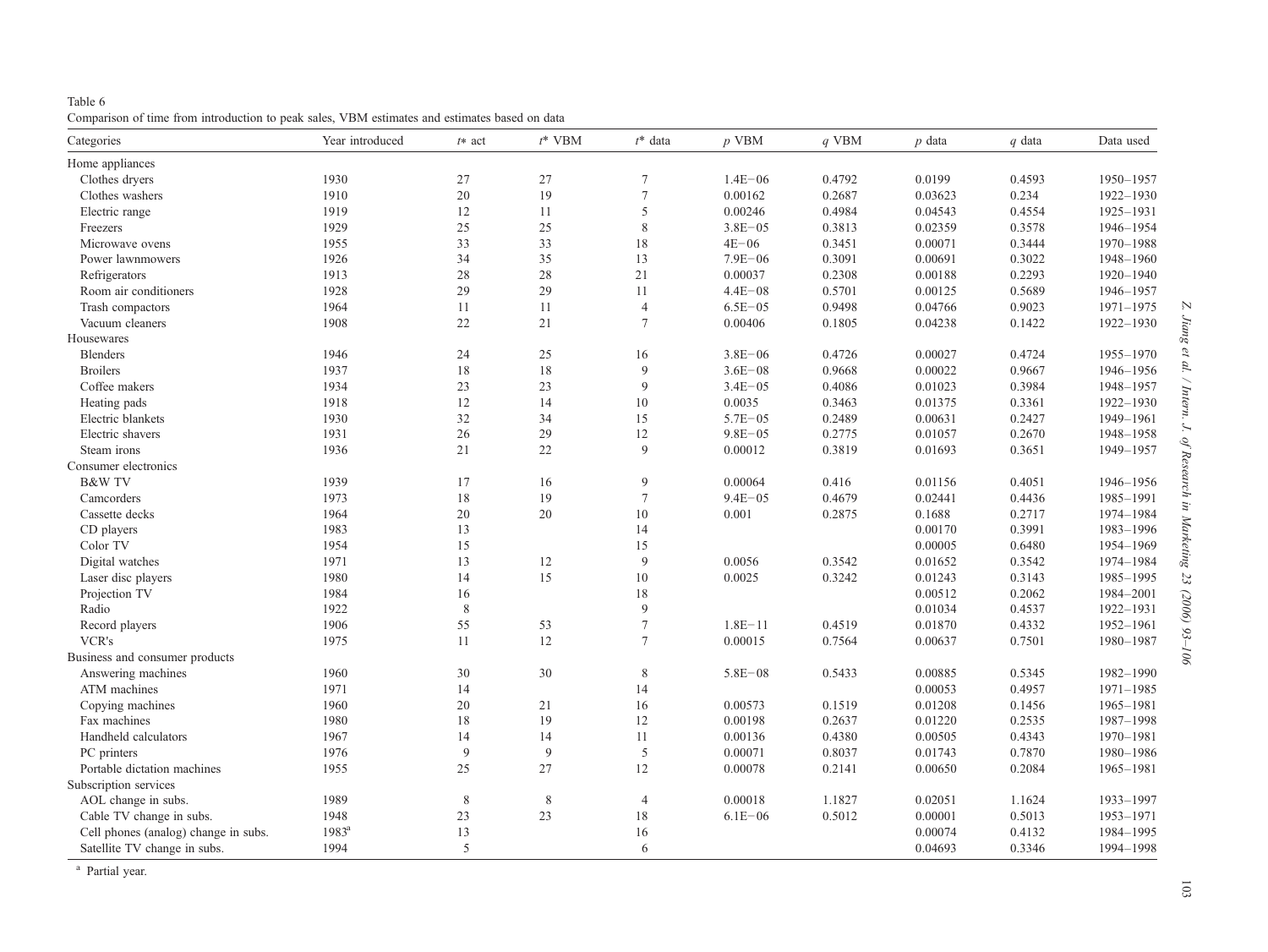Table 6

Comparison of time from introduction to peak sales, VBM estimates and estimates based on data

| Categories | Year introduced | $t*$ act | $t^*$ VBM | $t^*$ data | $p$ VBM | $q$ VBM | $p$ data | $q$ data | Data used |
|---|---|---|---|---|---|---|---|---|---|
| Home appliances | | | | | | | | | |
| Clothes dryers | 1930 | 27 | 27 | 7 | 1.4E−06 | 0.4792 | 0.0199 | 0.4593 | 1950–1957 |
| Clothes washers | 1910 | 20 | 19 | 7 | 0.00162 | 0.2687 | 0.03623 | 0.234 | 1922–1930 |
| Electric range | 1919 | 12 | 11 | 5 | 0.00246 | 0.4984 | 0.04543 | 0.4554 | 1925–1931 |
| Freezers | 1929 | 25 | 25 | 8 | 3.8E−05 | 0.3813 | 0.02359 | 0.3578 | 1946–1954 |
| Microwave ovens | 1955 | 33 | 33 | 18 | 4E−06 | 0.3451 | 0.00071 | 0.3444 | 1970–1988 |
| Power lawnmowers | 1926 | 34 | 35 | 13 | 7.9E−06 | 0.3091 | 0.00691 | 0.3022 | 1948–1960 |
| Refrigerators | 1913 | 28 | 28 | 21 | 0.00037 | 0.2308 | 0.00188 | 0.2293 | 1920–1940 |
| Room air conditioners | 1928 | 29 | 29 | 11 | 4.4E−08 | 0.5701 | 0.00125 | 0.5689 | 1946–1957 |
| Trash compactors | 1964 | 11 | 11 | 4 | 6.5E−05 | 0.9498 | 0.04766 | 0.9023 | 1971–1975 |
| Vacuum cleaners | 1908 | 22 | 21 | 7 | 0.00406 | 0.1805 | 0.04238 | 0.1422 | 1922–1930 |
| Housewares | | | | | | | | | |
| Blenders | 1946 | 24 | 25 | 16 | 3.8E−06 | 0.4726 | 0.00027 | 0.4724 | 1955–1970 |
| Broilers | 1937 | 18 | 18 | 9 | 3.6E−08 | 0.9668 | 0.00022 | 0.9667 | 1946–1956 |
| Coffee makers | 1934 | 23 | 23 | 9 | 3.4E−05 | 0.4086 | 0.01023 | 0.3984 | 1948–1957 |
| Heating pads | 1918 | 12 | 14 | 10 | 0.0035 | 0.3463 | 0.01375 | 0.3361 | 1922–1930 |
| Electric blankets | 1930 | 32 | 34 | 15 | 5.7E−05 | 0.2489 | 0.00631 | 0.2427 | 1949–1961 |
| Electric shavers | 1931 | 26 | 29 | 12 | 9.8E−05 | 0.2775 | 0.01057 | 0.2670 | 1948–1958 |
| Steam irons | 1936 | 21 | 22 | 9 | 0.00012 | 0.3819 | 0.01693 | 0.3651 | 1949–1957 |
| Consumer electronics | | | | | | | | | |
| B&W TV | 1939 | 17 | 16 | 9 | 0.00064 | 0.416 | 0.01156 | 0.4051 | 1946–1956 |
| Camcorders | 1973 | 18 | 19 | 7 | 9.4E−05 | 0.4679 | 0.02441 | 0.4436 | 1985–1991 |
| Cassette decks | 1964 | 20 | 20 | 10 | 0.001 | 0.2875 | 0.1688 | 0.2717 | 1974–1984 |
| CD players | 1983 | 13 | | 14 | | | 0.00170 | 0.3991 | 1983–1996 |
| Color TV | 1954 | 15 | | 15 | | | 0.00005 | 0.6480 | 1954–1969 |
| Digital watches | 1971 | 13 | 12 | 9 | 0.0056 | 0.3542 | 0.01652 | 0.3542 | 1974–1984 |
| Laser disc players | 1980 | 14 | 15 | 10 | 0.0025 | 0.3242 | 0.01243 | 0.3143 | 1985–1995 |
| Projection TV | 1984 | 16 | | 18 | | | 0.00512 | 0.2062 | 1984–2001 |
| Radio | 1922 | 8 | | 9 | | | 0.01034 | 0.4537 | 1922–1931 |
| Record players | 1906 | 55 | 53 | 7 | 1.8E−11 | 0.4519 | 0.01870 | 0.4332 | 1952–1961 |
| VCR's | 1975 | 11 | 12 | 7 | 0.00015 | 0.7564 | 0.00637 | 0.7501 | 1980–1987 |
| Business and consumer products | | | | | | | | | |
| Answering machines | 1960 | 30 | 30 | 8 | 5.8E−08 | 0.5433 | 0.00885 | 0.5345 | 1982–1990 |
| ATM machines | 1971 | 14 | | 14 | | | 0.00053 | 0.4957 | 1971–1985 |
| Copying machines | 1960 | 20 | 21 | 16 | 0.00573 | 0.1519 | 0.01208 | 0.1456 | 1965–1981 |
| Fax machines | 1980 | 18 | 19 | 12 | 0.00198 | 0.2637 | 0.01220 | 0.2535 | 1987–1998 |
| Handheld calculators | 1967 | 14 | 14 | 11 | 0.00136 | 0.4380 | 0.00505 | 0.4343 | 1970–1981 |
| PC printers | 1976 | 9 | 9 | 5 | 0.00071 | 0.8037 | 0.01743 | 0.7870 | 1980–1986 |
| Portable dictation machines | 1955 | 25 | 27 | 12 | 0.00078 | 0.2141 | 0.00650 | 0.2084 | 1965–1981 |
| Subscription services | | | | | | | | | |
| AOL change in subs. | 1989 | 8 | 8 | 4 | 0.00018 | 1.1827 | 0.02051 | 1.1624 | 1933–1997 |
| Cable TV change in subs. | 1948 | 23 | 23 | 18 | 6.1E−06 | 0.5012 | 0.00001 | 0.5013 | 1953–1971 |
| Cell phones (analog) change in subs. | 1983[a] | 13 | | 16 | | | 0.00074 | 0.4132 | 1984–1995 |
| Satellite TV change in subs. | 1994 | 5 | | 6 | | | 0.04693 | 0.3346 | 1994–1998 |

[a] Partial year.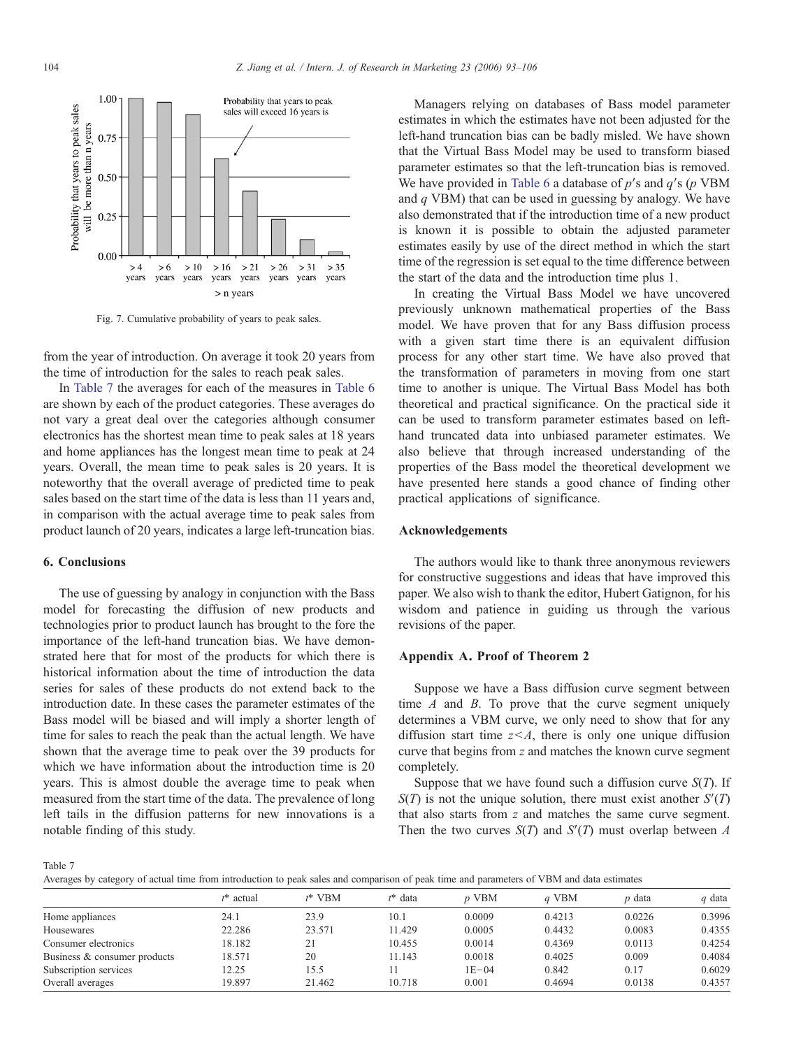Probability that years to peak sales will be more than n years

1.00

0.75

0.50

0.25

0.00

Probability that years to peak sales will exceed 16 years is

> 4 years

> 6 years

> 10 years

> 16 years

> 21 years

> 26 years

> 31 years

> 35 years

> n years

Fig. 7. Cumulative probability of years to peak sales.

from the year of introduction. On average it took 20 years from the time of introduction for the sales to reach peak sales.

In Table 7 the averages for each of the measures in Table 6 are shown by each of the product categories. These averages do not vary a great deal over the categories although consumer electronics has the shortest mean time to peak sales at 18 years and home appliances has the longest mean time to peak at 24 years. Overall, the mean time to peak sales is 20 years. It is noteworthy that the overall average of predicted time to peak sales based on the start time of the data is less than 11 years and, in comparison with the actual average time to peak sales from product launch of 20 years, indicates a large left-truncation bias.

## 6. Conclusions

The use of guessing by analogy in conjunction with the Bass model for forecasting the diffusion of new products and technologies prior to product launch has brought to the fore the importance of the left-hand truncation bias. We have demonstrated here that for most of the products for which there is historical information about the time of introduction the data series for sales of these products do not extend back to the introduction date. In these cases the parameter estimates of the Bass model will be biased and will imply a shorter length of time for sales to reach the peak than the actual length. We have shown that the average time to peak over the 39 products for which we have information about the introduction time is 20 years. This is almost double the average time to peak when measured from the start time of the data. The prevalence of long left tails in the diffusion patterns for new innovations is a notable finding of this study.

Managers relying on databases of Bass model parameter estimates in which the estimates have not been adjusted for the left-hand truncation bias can be badly misled. We have shown that the Virtual Bass Model may be used to transform biased parameter estimates so that the left-truncation bias is removed. We have provided in Table 6 a database of $p'$s and $q'$s ($p$ VBM and $q$ VBM) that can be used in guessing by analogy. We have also demonstrated that if the introduction time of a new product is known it is possible to obtain the adjusted parameter estimates easily by use of the direct method in which the start time of the regression is set equal to the time difference between the start of the data and the introduction time plus 1.

In creating the Virtual Bass Model we have uncovered previously unknown mathematical properties of the Bass model. We have proven that for any Bass diffusion process with a given start time there is an equivalent diffusion process for any other start time. We have also proved that the transformation of parameters in moving from one start time to another is unique. The Virtual Bass Model has both theoretical and practical significance. On the practical side it can be used to transform parameter estimates based on left-hand truncated data into unbiased parameter estimates. We also believe that through increased understanding of the properties of the Bass model the theoretical development we have presented here stands a good chance of finding other practical applications of significance.

## Acknowledgements

The authors would like to thank three anonymous reviewers for constructive suggestions and ideas that have improved this paper. We also wish to thank the editor, Hubert Gatignon, for his wisdom and patience in guiding us through the various revisions of the paper.

## Appendix A. Proof of Theorem 2

Suppose we have a Bass diffusion curve segment between time $A$ and $B$. To prove that the curve segment uniquely determines a VBM curve, we only need to show that for any diffusion start time $z<A$, there is only one unique diffusion curve that begins from $z$ and matches the known curve segment completely.

Suppose that we have found such a diffusion curve $S(T)$. If $S(T)$ is not the unique solution, there must exist another $S'(T)$ that also starts from $z$ and matches the same curve segment. Then the two curves $S(T)$ and $S'(T)$ must overlap between $A$

Table 7

Averages by category of actual time from introduction to peak sales and comparison of peak time and parameters of VBM and data estimates

| | $t^*$ actual | $t^*$ VBM | $t^*$ data | $p$ VBM | $q$ VBM | $p$ data | $q$ data |
|---|---|---|---|---|---|---|---|
| Home appliances | 24.1 | 23.9 | 10.1 | 0.0009 | 0.4213 | 0.0226 | 0.3996 |
| Housewares | 22.286 | 23.571 | 11.429 | 0.0005 | 0.4432 | 0.0083 | 0.4355 |
| Consumer electronics | 18.182 | 21 | 10.455 | 0.0014 | 0.4369 | 0.0113 | 0.4254 |
| Business & consumer products | 18.571 | 20 | 11.143 | 0.0018 | 0.4025 | 0.009 | 0.4084 |
| Subscription services | 12.25 | 15.5 | 11 | 1E−04 | 0.842 | 0.17 | 0.6029 |
| Overall averages | 19.897 | 21.462 | 10.718 | 0.001 | 0.4694 | 0.0138 | 0.4357 |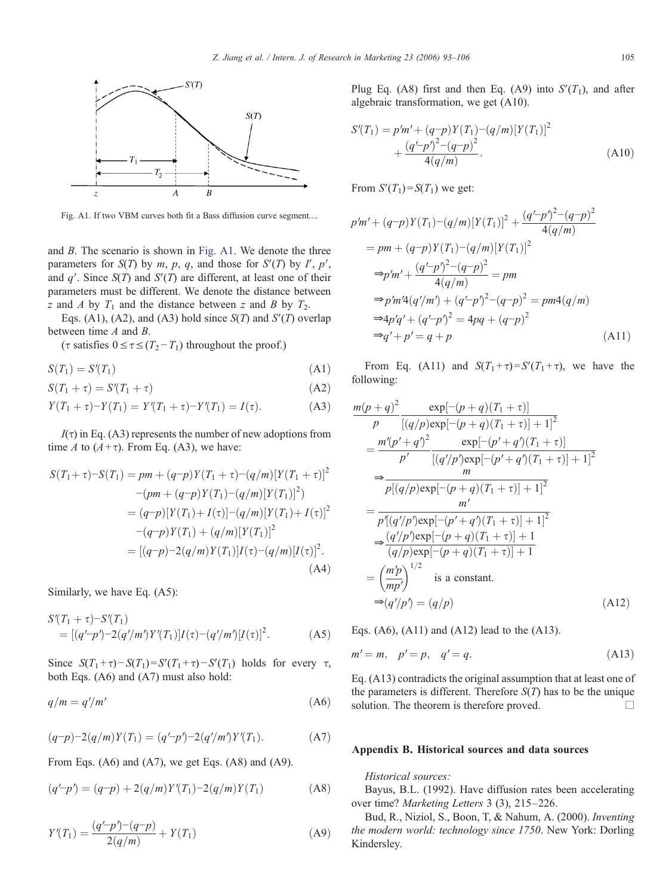Fig. A1. If two VBM curves both fit a Bass diffusion curve segment….

and $B$. The scenario is shown in Fig. A1. We denote the three parameters for $S(T)$ by $m$, $p$, $q$, and those for $S'(T)$ by $I'$, $p'$, and $q'$. Since $S(T)$ and $S'(T)$ are different, at least one of their parameters must be different. We denote the distance between $z$ and $A$ by $T_1$ and the distance between $z$ and $B$ by $T_2$.

Eqs. (A1), (A2), and (A3) hold since $S(T)$ and $S'(T)$ overlap between time $A$ and $B$.

($\tau$ satisfies $0 \le \tau \le (T_2 - T_1)$ throughout the proof.)

$$S(T_1) = S'(T_1) \tag{A1}$$

$$S(T_1 + \tau) = S'(T_1 + \tau) \tag{A2}$$

$$Y(T_1 + \tau) - Y(T_1) = Y'(T_1 + \tau) - Y'(T_1) = I(\tau). \tag{A3}$$

$I(\tau)$ in Eq. (A3) represents the number of new adoptions from time $A$ to $(A+\tau)$. From Eq. (A3), we have:

$$\begin{aligned} S(T_1 + \tau) - S(T_1) &= pm + (q-p)Y(T_1 + \tau) - (q/m)[Y(T_1 + \tau)]^2 \\ &\quad - (pm + (q-p)Y(T_1) - (q/m)[Y(T_1)]^2) \\ &= (q-p)[Y(T_1) + I(\tau)] - (q/m)[Y(T_1) + I(\tau)]^2 \\ &\quad - (q-p)Y(T_1) + (q/m)[Y(T_1)]^2 \\ &= [(q-p) - 2(q/m)Y(T_1)]I(\tau) - (q/m)[I(\tau)]^2. \end{aligned} \tag{A4}$$

Similarly, we have Eq. (A5):

$$\begin{aligned} &S'(T_1 + \tau) - S'(T_1) \\ &= [(q'-p') - 2(q'/m')Y'(T_1)]I(\tau) - (q'/m')[I(\tau)]^2. \end{aligned} \tag{A5}$$

Since $S(T_1+\tau) - S(T_1) = S'(T_1+\tau) - S'(T_1)$ holds for every $\tau$, both Eqs. (A6) and (A7) must also hold:

$$q/m = q'/m' \tag{A6}$$

$$(q-p) - 2(q/m)Y(T_1) = (q'-p') - 2(q'/m')Y'(T_1). \tag{A7}$$

From Eqs. (A6) and (A7), we get Eqs. (A8) and (A9).

$$(q'-p') = (q-p) + 2(q/m)Y'(T_1) - 2(q/m)Y(T_1) \tag{A8}$$

$$Y'(T_1) = \frac{(q'-p') - (q-p)}{2(q/m)} + Y(T_1) \tag{A9}$$

Plug Eq. (A8) first and then Eq. (A9) into $S'(T_1)$, and after algebraic transformation, we get (A10).

$$\begin{aligned} S'(T_1) = p'm' + (q-p)Y(T_1) - (q/m)[Y(T_1)]^2 \\ + \frac{(q'-p')^2 - (q-p)^2}{4(q/m)}. \end{aligned} \tag{A10}$$

From $S'(T_1) = S(T_1)$ we get:

$$\begin{aligned} &p'm' + (q-p)Y(T_1) - (q/m)[Y(T_1)]^2 + \frac{(q'-p')^2 - (q-p)^2}{4(q/m)} \\ &= pm + (q-p)Y(T_1) - (q/m)[Y(T_1)]^2 \\ &\Rightarrow p'm' + \frac{(q'-p')^2 - (q-p)^2}{4(q/m)} = pm \\ &\Rightarrow p'm'4(q'/m') + (q'-p')^2 - (q-p)^2 = pm4(q/m) \\ &\Rightarrow 4p'q' + (q'-p')^2 = 4pq + (q-p)^2 \\ &\Rightarrow q' + p' = q + p \end{aligned} \tag{A11}$$

From Eq. (A11) and $S(T_1+\tau) = S'(T_1+\tau)$, we have the following:

$$\begin{aligned} &\frac{m(p+q)^2}{p} \frac{\exp[-(p+q)(T_1+\tau)]}{[(q/p)\exp[-(p+q)(T_1+\tau)]+1]^2} \\ &= \frac{m'(p'+q')^2}{p'} \frac{\exp[-(p'+q')(T_1+\tau)]}{[(q'/p')\exp[-(p'+q')(T_1+\tau)]+1]^2} \\ &\Rightarrow \frac{m}{p[(q/p)\exp[-(p+q)(T_1+\tau)]+1]^2} \\ &= \frac{m'}{p'[(q'/p')\exp[-(p'+q')(T_1+\tau)]+1]^2} \\ &\Rightarrow \frac{(q'/p')\exp[-(p+q)(T_1+\tau)]+1}{(q/p)\exp[-(p+q)(T_1+\tau)]+1} \\ &= \left(\frac{m'p}{mp'}\right)^{1/2} \quad \text{is a constant.} \\ &\Rightarrow (q'/p') = (q/p) \end{aligned} \tag{A12}$$

Eqs. (A6), (A11) and (A12) lead to the (A13).

$$m' = m, \quad p' = p, \quad q' = q. \tag{A13}$$

Eq. (A13) contradicts the original assumption that at least one of the parameters is different. Therefore $S(T)$ has to be the unique solution. The theorem is therefore proved. □

## Appendix B. Historical sources and data sources

*Historical sources:*

Bayus, B.L. (1992). Have diffusion rates been accelerating over time? *Marketing Letters* 3 (3), 215–226.

Bud, R., Niziol, S., Boon, T, & Nahum, A. (2000). *Inventing the modern world: technology since 1750*. New York: Dorling Kindersley.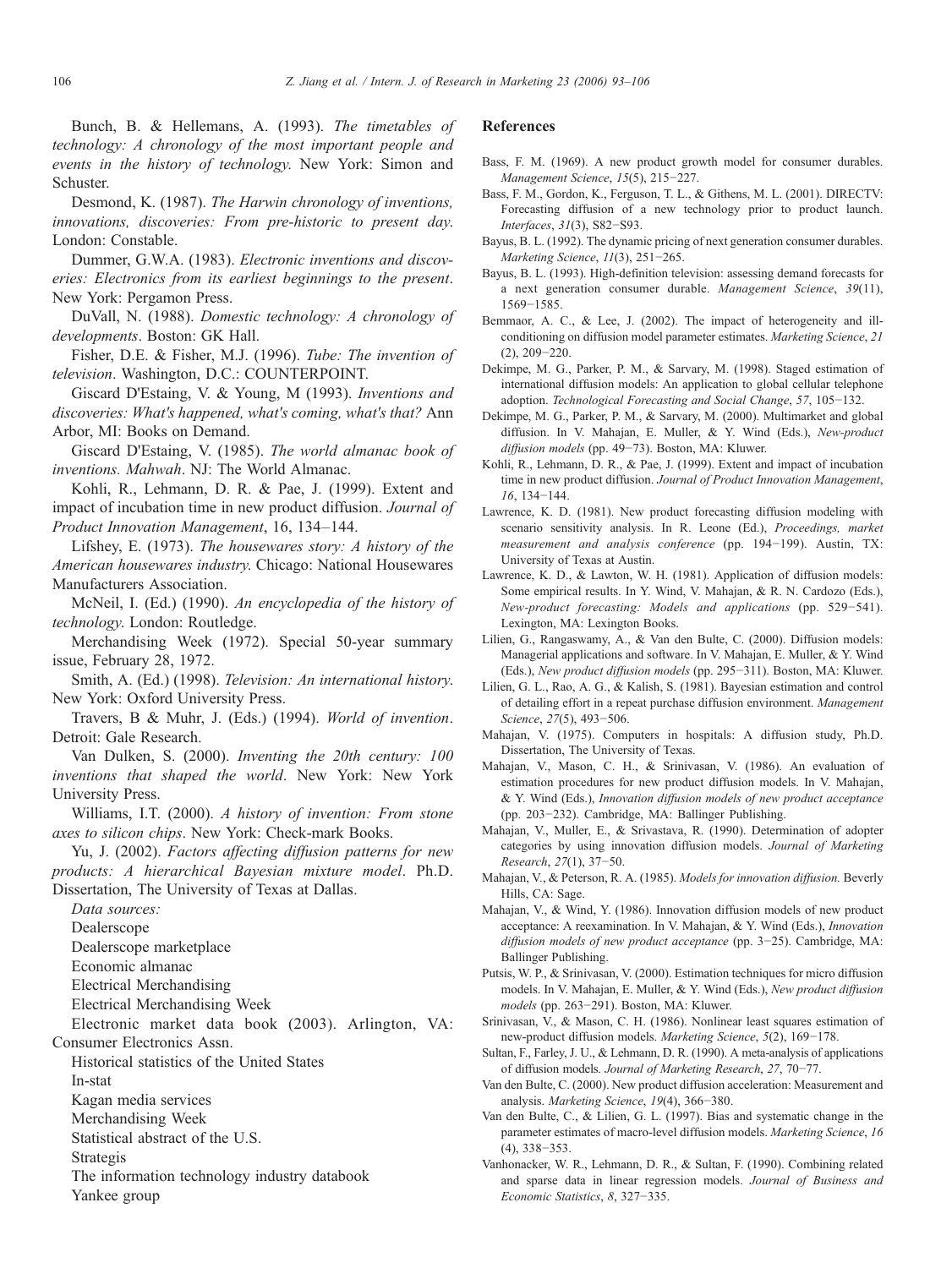Bunch, B. & Hellemans, A. (1993). *The timetables of technology: A chronology of the most important people and events in the history of technology*. New York: Simon and Schuster.

Desmond, K. (1987). *The Harwin chronology of inventions, innovations, discoveries: From pre-historic to present day*. London: Constable.

Dummer, G.W.A. (1983). *Electronic inventions and discoveries: Electronics from its earliest beginnings to the present*. New York: Pergamon Press.

DuVall, N. (1988). *Domestic technology: A chronology of developments*. Boston: GK Hall.

Fisher, D.E. & Fisher, M.J. (1996). *Tube: The invention of television*. Washington, D.C.: COUNTERPOINT.

Giscard D'Estaing, V. & Young, M (1993). *Inventions and discoveries: What's happened, what's coming, what's that?* Ann Arbor, MI: Books on Demand.

Giscard D'Estaing, V. (1985). *The world almanac book of inventions. Mahwah*. NJ: The World Almanac.

Kohli, R., Lehmann, D. R. & Pae, J. (1999). Extent and impact of incubation time in new product diffusion. *Journal of Product Innovation Management*, 16, 134–144.

Lifshey, E. (1973). *The housewares story: A history of the American housewares industry*. Chicago: National Housewares Manufacturers Association.

McNeil, I. (Ed.) (1990). *An encyclopedia of the history of technology*. London: Routledge.

Merchandising Week (1972). Special 50-year summary issue, February 28, 1972.

Smith, A. (Ed.) (1998). *Television: An international history*. New York: Oxford University Press.

Travers, B & Muhr, J. (Eds.) (1994). *World of invention*. Detroit: Gale Research.

Van Dulken, S. (2000). *Inventing the 20th century: 100 inventions that shaped the world*. New York: New York University Press.

Williams, I.T. (2000). *A history of invention: From stone axes to silicon chips*. New York: Check-mark Books.

Yu, J. (2002). *Factors affecting diffusion patterns for new products: A hierarchical Bayesian mixture model*. Ph.D. Dissertation, The University of Texas at Dallas.

*Data sources:*

Dealerscope

Dealerscope marketplace

Economic almanac

Electrical Merchandising

Electrical Merchandising Week

Electronic market data book (2003). Arlington, VA: Consumer Electronics Assn.

Historical statistics of the United States

In-stat

Kagan media services

Merchandising Week

Statistical abstract of the U.S.

Strategis

The information technology industry databook

Yankee group

## References

Bass, F. M. (1969). A new product growth model for consumer durables. *Management Science*, *15*(5), 215–227.

Bass, F. M., Gordon, K., Ferguson, T. L., & Githens, M. L. (2001). DIRECTV: Forecasting diffusion of a new technology prior to product launch. *Interfaces*, *31*(3), S82–S93.

Bayus, B. L. (1992). The dynamic pricing of next generation consumer durables. *Marketing Science*, *11*(3), 251–265.

Bayus, B. L. (1993). High-definition television: assessing demand forecasts for a next generation consumer durable. *Management Science*, *39*(11), 1569–1585.

Bemmaor, A. C., & Lee, J. (2002). The impact of heterogeneity and ill-conditioning on diffusion model parameter estimates. *Marketing Science*, *21* (2), 209–220.

Dekimpe, M. G., Parker, P. M., & Sarvary, M. (1998). Staged estimation of international diffusion models: An application to global cellular telephone adoption. *Technological Forecasting and Social Change*, *57*, 105–132.

Dekimpe, M. G., Parker, P. M., & Sarvary, M. (2000). Multimarket and global diffusion. In V. Mahajan, E. Muller, & Y. Wind (Eds.), *New-product diffusion models* (pp. 49–73). Boston, MA: Kluwer.

Kohli, R., Lehmann, D. R., & Pae, J. (1999). Extent and impact of incubation time in new product diffusion. *Journal of Product Innovation Management*, *16*, 134–144.

Lawrence, K. D. (1981). New product forecasting diffusion modeling with scenario sensitivity analysis. In R. Leone (Ed.), *Proceedings, market measurement and analysis conference* (pp. 194–199). Austin, TX: University of Texas at Austin.

Lawrence, K. D., & Lawton, W. H. (1981). Application of diffusion models: Some empirical results. In Y. Wind, V. Mahajan, & R. N. Cardozo (Eds.), *New-product forecasting: Models and applications* (pp. 529–541). Lexington, MA: Lexington Books.

Lilien, G., Rangaswamy, A., & Van den Bulte, C. (2000). Diffusion models: Managerial applications and software. In V. Mahajan, E. Muller, & Y. Wind (Eds.), *New product diffusion models* (pp. 295–311). Boston, MA: Kluwer.

Lilien, G. L., Rao, A. G., & Kalish, S. (1981). Bayesian estimation and control of detailing effort in a repeat purchase diffusion environment. *Management Science*, *27*(5), 493–506.

Mahajan, V. (1975). Computers in hospitals: A diffusion study, Ph.D. Dissertation, The University of Texas.

Mahajan, V., Mason, C. H., & Srinivasan, V. (1986). An evaluation of estimation procedures for new product diffusion models. In V. Mahajan, & Y. Wind (Eds.), *Innovation diffusion models of new product acceptance* (pp. 203–232). Cambridge, MA: Ballinger Publishing.

Mahajan, V., Muller, E., & Srivastava, R. (1990). Determination of adopter categories by using innovation diffusion models. *Journal of Marketing Research*, *27*(1), 37–50.

Mahajan, V., & Peterson, R. A. (1985). *Models for innovation diffusion.* Beverly Hills, CA: Sage.

Mahajan, V., & Wind, Y. (1986). Innovation diffusion models of new product acceptance: A reexamination. In V. Mahajan, & Y. Wind (Eds.), *Innovation diffusion models of new product acceptance* (pp. 3–25). Cambridge, MA: Ballinger Publishing.

Putsis, W. P., & Srinivasan, V. (2000). Estimation techniques for micro diffusion models. In V. Mahajan, E. Muller, & Y. Wind (Eds.), *New product diffusion models* (pp. 263–291). Boston, MA: Kluwer.

Srinivasan, V., & Mason, C. H. (1986). Nonlinear least squares estimation of new-product diffusion models. *Marketing Science*, *5*(2), 169–178.

Sultan, F., Farley, J. U., & Lehmann, D. R. (1990). A meta-analysis of applications of diffusion models. *Journal of Marketing Research*, *27*, 70–77.

Van den Bulte, C. (2000). New product diffusion acceleration: Measurement and analysis. *Marketing Science*, *19*(4), 366–380.

Van den Bulte, C., & Lilien, G. L. (1997). Bias and systematic change in the parameter estimates of macro-level diffusion models. *Marketing Science*, *16* (4), 338–353.

Vanhonacker, W. R., Lehmann, D. R., & Sultan, F. (1990). Combining related and sparse data in linear regression models. *Journal of Business and Economic Statistics*, *8*, 327–335.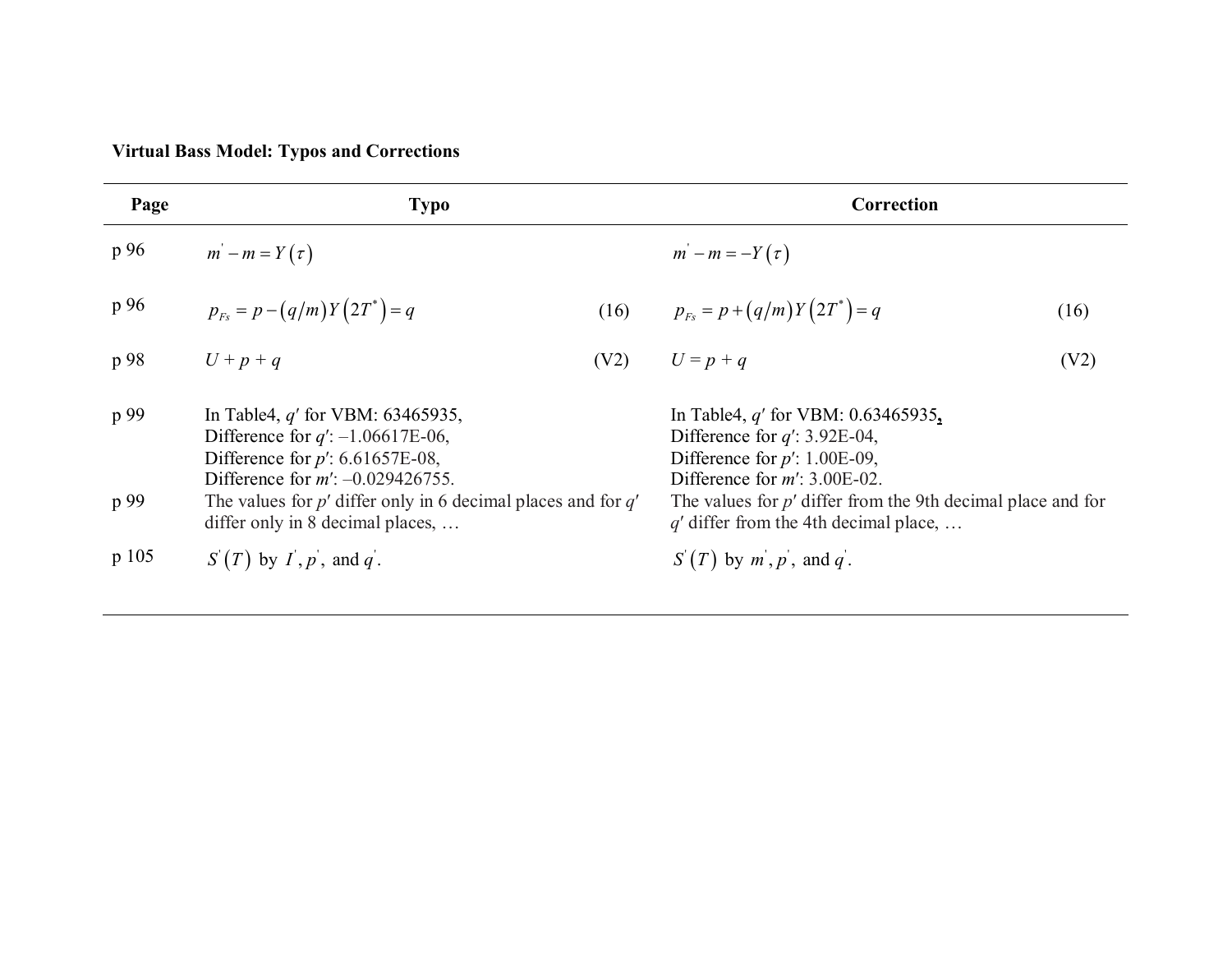**Virtual Bass Model: Typos and Corrections**

| Page | Typo | Correction |
|---|---|---|
| p 96 | $m^{'} - m = Y(\tau)$ | $m^{'} - m = -Y(\tau)$ |
| p 96 | $p_{Fs} = p - (q/m)Y(2T^{*}) = q$ (16) | $p_{Fs} = p + (q/m)Y(2T^{*}) = q$ (16) |
| p 98 | $U + p + q$ (V2) | $U = p + q$ (V2) |
| p 99 | In Table4, $q'$ for VBM: 63465935,<br>Difference for $q'$: –1.06617E-06,<br>Difference for $p'$: 6.61657E-08,<br>Difference for $m'$: –0.029426755. | In Table4, $q'$ for VBM: 0.63465935,<br>Difference for $q'$: 3.92E-04,<br>Difference for $p'$: 1.00E-09,<br>Difference for $m'$: 3.00E-02. |
| p 99 | The values for $p'$ differ only in 6 decimal places and for $q'$ differ only in 8 decimal places, … | The values for $p'$ differ from the 9th decimal place and for $q'$ differ from the 4th decimal place, … |
| p 105 | $S^{'}(T)$ by $I^{'}, p^{'}$, and $q^{'}$. | $S^{'}(T)$ by $m^{'}, p^{'}$, and $q^{'}$. |